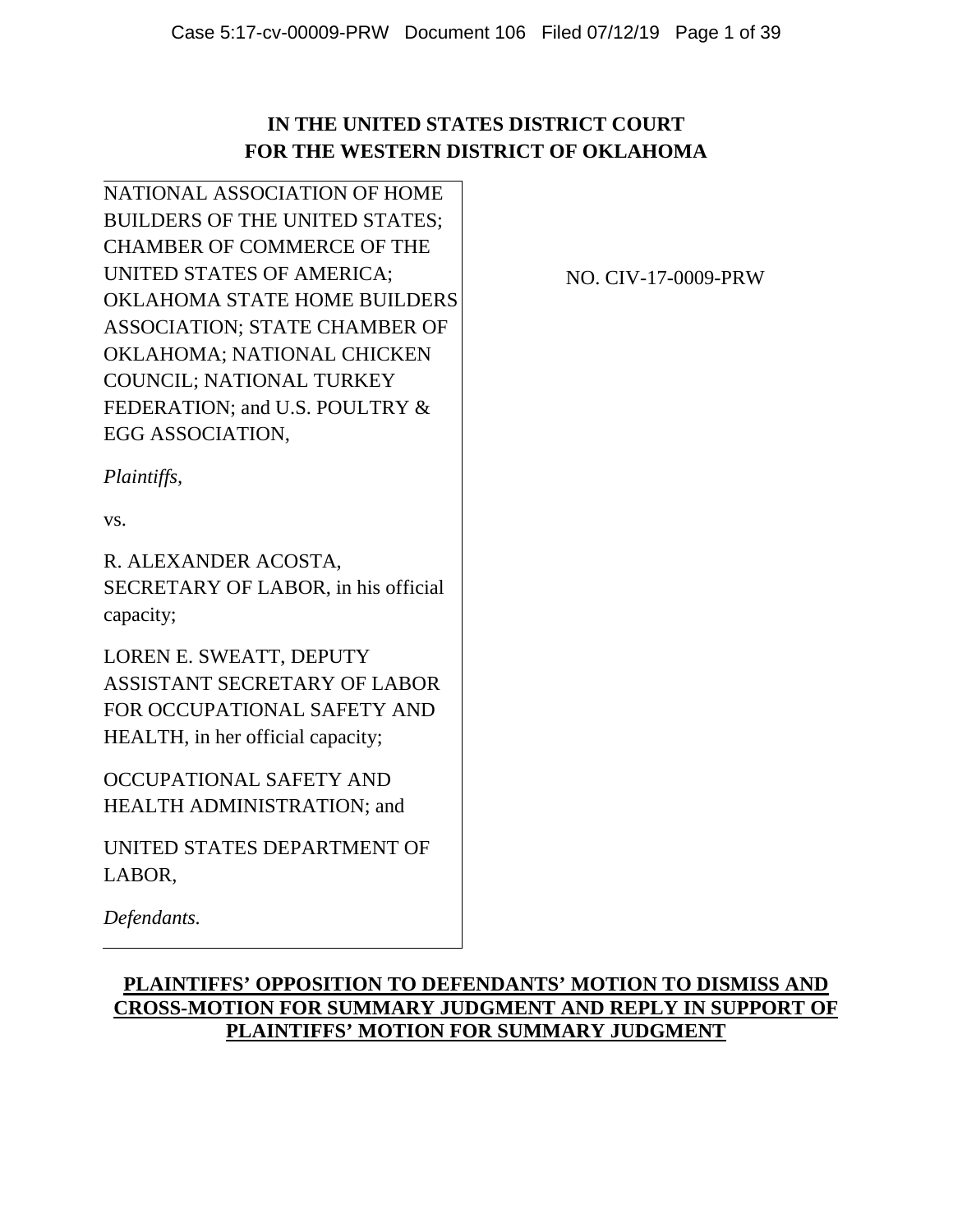**IN THE UNITED STATES DISTRICT COURT**
**FOR THE WESTERN DISTRICT OF OKLAHOMA**

NATIONAL ASSOCIATION OF HOME BUILDERS OF THE UNITED STATES; CHAMBER OF COMMERCE OF THE UNITED STATES OF AMERICA; OKLAHOMA STATE HOME BUILDERS ASSOCIATION; STATE CHAMBER OF OKLAHOMA; NATIONAL CHICKEN COUNCIL; NATIONAL TURKEY FEDERATION; and U.S. POULTRY & EGG ASSOCIATION,

*Plaintiffs,*

vs.

R. ALEXANDER ACOSTA, SECRETARY OF LABOR, in his official capacity;

LOREN E. SWEATT, DEPUTY ASSISTANT SECRETARY OF LABOR FOR OCCUPATIONAL SAFETY AND HEALTH, in her official capacity;

OCCUPATIONAL SAFETY AND HEALTH ADMINISTRATION; and

UNITED STATES DEPARTMENT OF LABOR,

*Defendants.*

NO. CIV-17-0009-PRW

**PLAINTIFFS' OPPOSITION TO DEFENDANTS' MOTION TO DISMISS AND CROSS-MOTION FOR SUMMARY JUDGMENT AND REPLY IN SUPPORT OF PLAINTIFFS' MOTION FOR SUMMARY JUDGMENT**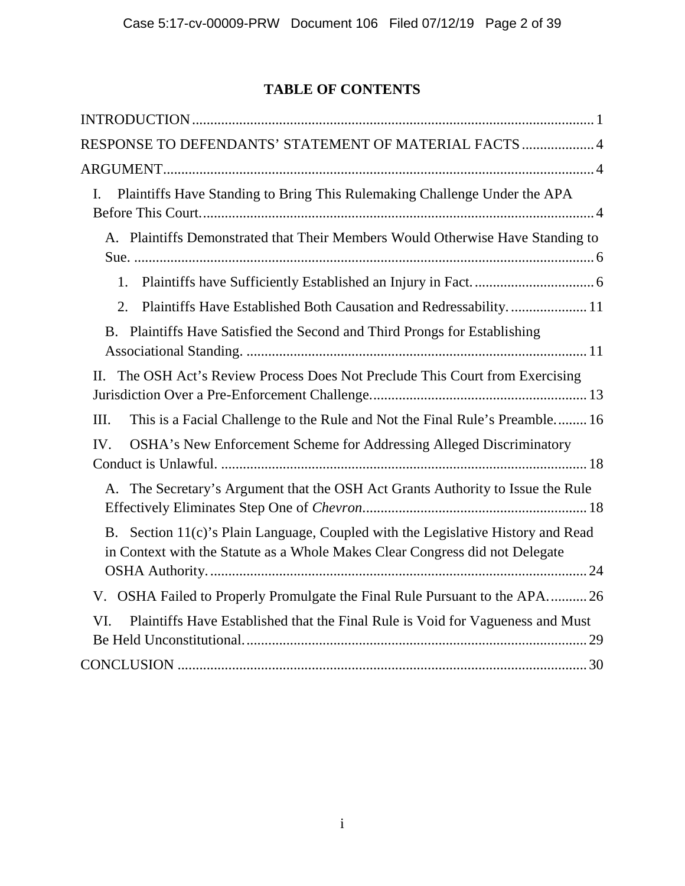## TABLE OF CONTENTS

INTRODUCTION .............................................................................................................. 1

RESPONSE TO DEFENDANTS' STATEMENT OF MATERIAL FACTS .................... 4

ARGUMENT ...................................................................................................................... 4

I. Plaintiffs Have Standing to Bring This Rulemaking Challenge Under the APA Before This Court. ........................................................................................................... 4

A. Plaintiffs Demonstrated that Their Members Would Otherwise Have Standing to Sue. .............................................................................................................................. 6

1. Plaintiffs have Sufficiently Established an Injury in Fact. ................................. 6

2. Plaintiffs Have Established Both Causation and Redressability. ..................... 11

B. Plaintiffs Have Satisfied the Second and Third Prongs for Establishing Associational Standing. .............................................................................................. 11

II. The OSH Act's Review Process Does Not Preclude This Court from Exercising Jurisdiction Over a Pre-Enforcement Challenge. .......................................................... 13

III. This is a Facial Challenge to the Rule and Not the Final Rule's Preamble. ........ 16

IV. OSHA's New Enforcement Scheme for Addressing Alleged Discriminatory Conduct is Unlawful. .................................................................................................... 18

A. The Secretary's Argument that the OSH Act Grants Authority to Issue the Rule Effectively Eliminates Step One of *Chevron*. ............................................................. 18

B. Section 11(c)'s Plain Language, Coupled with the Legislative History and Read in Context with the Statute as a Whole Makes Clear Congress did not Delegate OSHA Authority. ........................................................................................................ 24

V. OSHA Failed to Properly Promulgate the Final Rule Pursuant to the APA. .......... 26

VI. Plaintiffs Have Established that the Final Rule is Void for Vagueness and Must Be Held Unconstitutional. .............................................................................................. 29

CONCLUSION ................................................................................................................ 30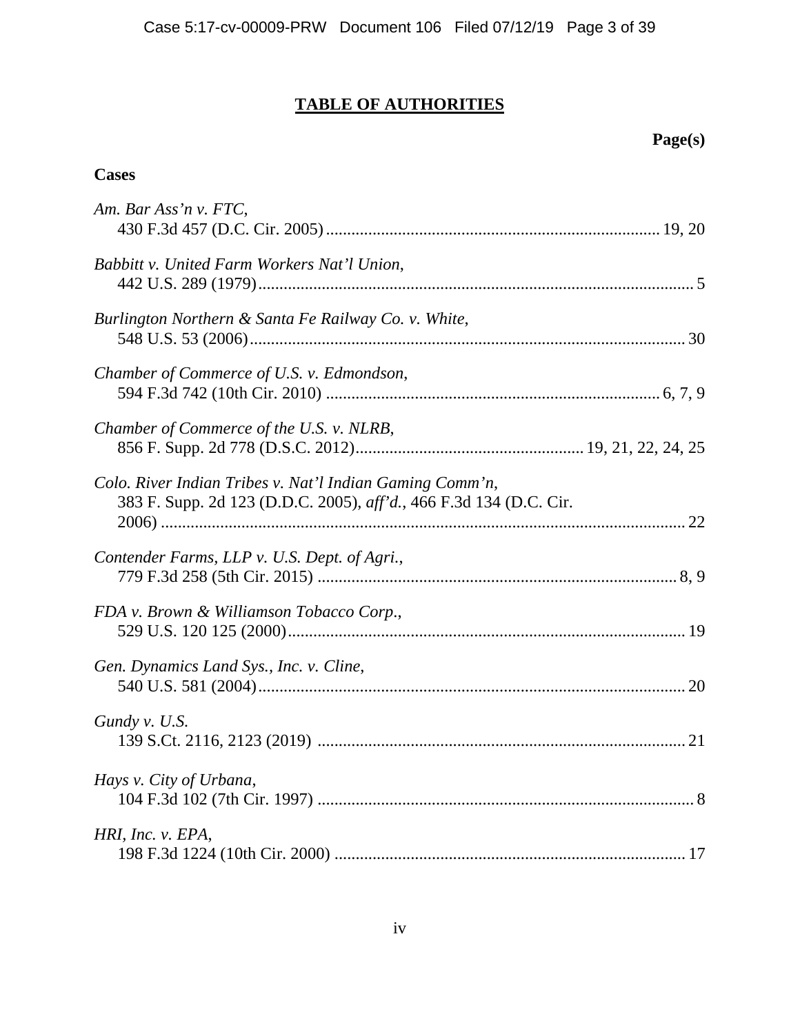# TABLE OF AUTHORITIES

**Page(s)**

**Cases**

*Am. Bar Ass'n v. FTC*,
430 F.3d 457 (D.C. Cir. 2005) .......... 19, 20

*Babbitt v. United Farm Workers Nat'l Union*,
442 U.S. 289 (1979) .......... 5

*Burlington Northern & Santa Fe Railway Co. v. White*,
548 U.S. 53 (2006) .......... 30

*Chamber of Commerce of U.S. v. Edmondson*,
594 F.3d 742 (10th Cir. 2010) .......... 6, 7, 9

*Chamber of Commerce of the U.S. v. NLRB*,
856 F. Supp. 2d 778 (D.S.C. 2012) .......... 19, 21, 22, 24, 25

*Colo. River Indian Tribes v. Nat'l Indian Gaming Comm'n*,
383 F. Supp. 2d 123 (D.D.C. 2005), *aff'd.*, 466 F.3d 134 (D.C. Cir. 2006) .......... 22

*Contender Farms, LLP v. U.S. Dept. of Agri.*,
779 F.3d 258 (5th Cir. 2015) .......... 8, 9

*FDA v. Brown & Williamson Tobacco Corp*.,
529 U.S. 120 125 (2000) .......... 19

*Gen. Dynamics Land Sys., Inc. v. Cline*,
540 U.S. 581 (2004) .......... 20

*Gundy v. U.S.*
139 S.Ct. 2116, 2123 (2019) .......... 21

*Hays v. City of Urbana*,
104 F.3d 102 (7th Cir. 1997) .......... 8

*HRI, Inc. v. EPA*,
198 F.3d 1224 (10th Cir. 2000) .......... 17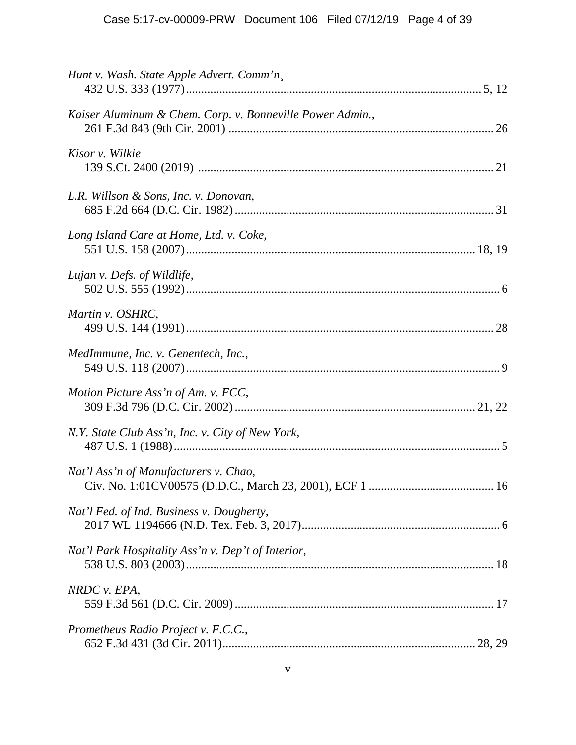*Hunt v. Wash. State Apple Advert. Comm'n¸*
432 U.S. 333 (1977) .......................................................................................... 5, 12

*Kaiser Aluminum & Chem. Corp. v. Bonneville Power Admin.*,
261 F.3d 843 (9th Cir. 2001) ..................................................................................... 26

*Kisor v. Wilkie*
139 S.Ct. 2400 (2019) ............................................................................................... 21

*L.R. Willson & Sons, Inc. v. Donovan*,
685 F.2d 664 (D.C. Cir. 1982) ................................................................................... 31

*Long Island Care at Home, Ltd. v. Coke*,
551 U.S. 158 (2007) .......................................................................................... 18, 19

*Lujan v. Defs. of Wildlife*,
502 U.S. 555 (1992) ...................................................................................................... 6

*Martin v. OSHRC*,
499 U.S. 144 (1991) .................................................................................................... 28

*MedImmune, Inc. v. Genentech, Inc.*,
549 U.S. 118 (2007) ...................................................................................................... 9

*Motion Picture Ass'n of Am. v. FCC*,
309 F.3d 796 (D.C. Cir. 2002) ............................................................................. 21, 22

*N.Y. State Club Ass'n, Inc. v. City of New York*,
487 U.S. 1 (1988) .......................................................................................................... 5

*Nat'l Ass'n of Manufacturers v. Chao*,
Civ. No. 1:01CV00575 (D.D.C., March 23, 2001), ECF 1 ......................................... 16

*Nat'l Fed. of Ind. Business v. Dougherty*,
2017 WL 1194666 (N.D. Tex. Feb. 3, 2017) ................................................................ 6

*Nat'l Park Hospitality Ass'n v. Dep't of Interior*,
538 U.S. 803 (2003) .................................................................................................... 18

*NRDC v. EPA*,
559 F.3d 561 (D.C. Cir. 2009) ................................................................................... 17

*Prometheus Radio Project v. F.C.C.*,
652 F.3d 431 (3d Cir. 2011) ................................................................................. 28, 29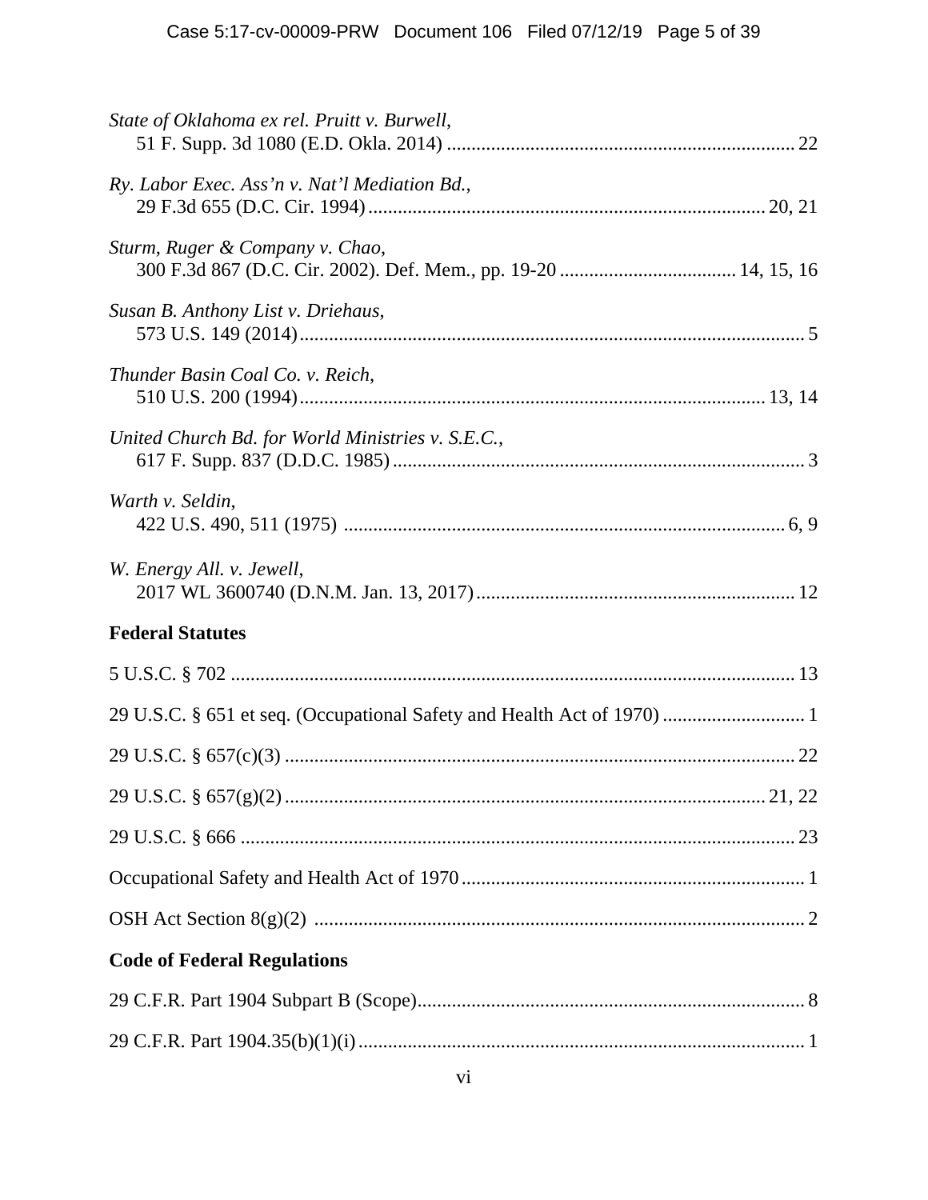*State of Oklahoma ex rel. Pruitt v. Burwell*,
51 F. Supp. 3d 1080 (E.D. Okla. 2014) ....................................................................... 22

*Ry. Labor Exec. Ass'n v. Nat'l Mediation Bd.*,
29 F.3d 655 (D.C. Cir. 1994) ................................................................................ 20, 21

*Sturm, Ruger & Company v. Chao*,
300 F.3d 867 (D.C. Cir. 2002). Def. Mem., pp. 19-20 .................................... 14, 15, 16

*Susan B. Anthony List v. Driehaus*,
573 U.S. 149 (2014) ...................................................................................................... 5

*Thunder Basin Coal Co. v. Reich*,
510 U.S. 200 (1994) .............................................................................................. 13, 14

*United Church Bd. for World Ministries v. S.E.C.*,
617 F. Supp. 837 (D.D.C. 1985) .................................................................................... 3

*Warth v. Seldin*,
422 U.S. 490, 511 (1975) ........................................................................................... 6, 9

*W. Energy All. v. Jewell*,
2017 WL 3600740 (D.N.M. Jan. 13, 2017) .................................................................. 12

**Federal Statutes**

5 U.S.C. § 702 ................................................................................................................ 13

29 U.S.C. § 651 et seq. (Occupational Safety and Health Act of 1970) ............................ 1

29 U.S.C. § 657(c)(3) ...................................................................................................... 22

29 U.S.C. § 657(g)(2) ................................................................................................ 21, 22

29 U.S.C. § 666 ............................................................................................................... 23

Occupational Safety and Health Act of 1970 ..................................................................... 1

OSH Act Section 8(g)(2) .................................................................................................... 2

**Code of Federal Regulations**

29 C.F.R. Part 1904 Subpart B (Scope) .............................................................................. 8

29 C.F.R. Part 1904.35(b)(1)(i) .......................................................................................... 1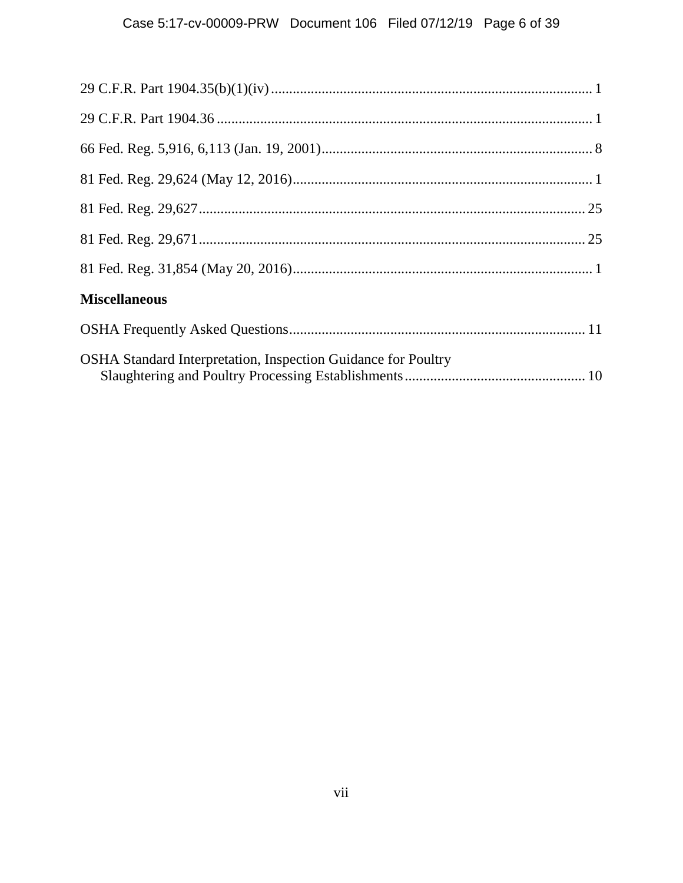29 C.F.R. Part 1904.35(b)(1)(iv) ........................................................................................ 1

29 C.F.R. Part 1904.36 ....................................................................................................... 1

66 Fed. Reg. 5,916, 6,113 (Jan. 19, 2001).......................................................................... 8

81 Fed. Reg. 29,624 (May 12, 2016).................................................................................. 1

81 Fed. Reg. 29,627.......................................................................................................... 25

81 Fed. Reg. 29,671.......................................................................................................... 25

81 Fed. Reg. 31,854 (May 20, 2016).................................................................................. 1

**Miscellaneous**

OSHA Frequently Asked Questions................................................................................. 11

OSHA Standard Interpretation, Inspection Guidance for Poultry Slaughtering and Poultry Processing Establishments.................................................. 10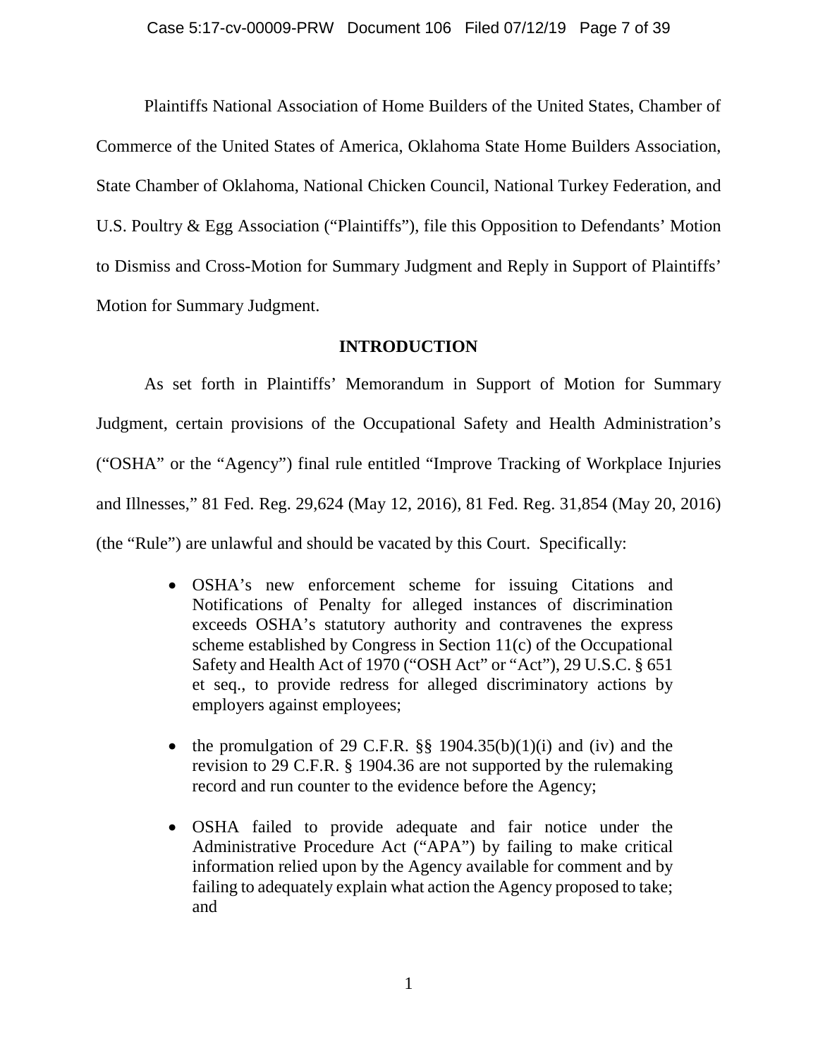Plaintiffs National Association of Home Builders of the United States, Chamber of Commerce of the United States of America, Oklahoma State Home Builders Association, State Chamber of Oklahoma, National Chicken Council, National Turkey Federation, and U.S. Poultry & Egg Association ("Plaintiffs"), file this Opposition to Defendants' Motion to Dismiss and Cross-Motion for Summary Judgment and Reply in Support of Plaintiffs' Motion for Summary Judgment.

## INTRODUCTION

As set forth in Plaintiffs' Memorandum in Support of Motion for Summary Judgment, certain provisions of the Occupational Safety and Health Administration's ("OSHA" or the "Agency") final rule entitled "Improve Tracking of Workplace Injuries and Illnesses," 81 Fed. Reg. 29,624 (May 12, 2016), 81 Fed. Reg. 31,854 (May 20, 2016) (the "Rule") are unlawful and should be vacated by this Court. Specifically:

- OSHA's new enforcement scheme for issuing Citations and Notifications of Penalty for alleged instances of discrimination exceeds OSHA's statutory authority and contravenes the express scheme established by Congress in Section 11(c) of the Occupational Safety and Health Act of 1970 ("OSH Act" or "Act"), 29 U.S.C. § 651 et seq., to provide redress for alleged discriminatory actions by employers against employees;

- the promulgation of 29 C.F.R. §§ 1904.35(b)(1)(i) and (iv) and the revision to 29 C.F.R. § 1904.36 are not supported by the rulemaking record and run counter to the evidence before the Agency;

- OSHA failed to provide adequate and fair notice under the Administrative Procedure Act ("APA") by failing to make critical information relied upon by the Agency available for comment and by failing to adequately explain what action the Agency proposed to take; and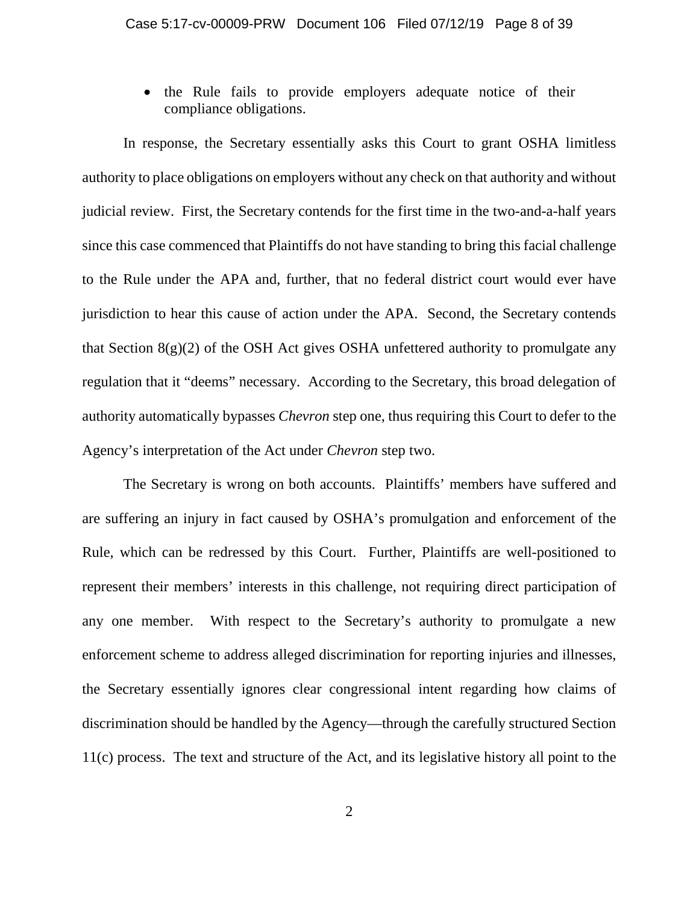- the Rule fails to provide employers adequate notice of their compliance obligations.

In response, the Secretary essentially asks this Court to grant OSHA limitless authority to place obligations on employers without any check on that authority and without judicial review. First, the Secretary contends for the first time in the two-and-a-half years since this case commenced that Plaintiffs do not have standing to bring this facial challenge to the Rule under the APA and, further, that no federal district court would ever have jurisdiction to hear this cause of action under the APA. Second, the Secretary contends that Section 8(g)(2) of the OSH Act gives OSHA unfettered authority to promulgate any regulation that it "deems" necessary. According to the Secretary, this broad delegation of authority automatically bypasses *Chevron* step one, thus requiring this Court to defer to the Agency's interpretation of the Act under *Chevron* step two.

The Secretary is wrong on both accounts. Plaintiffs' members have suffered and are suffering an injury in fact caused by OSHA's promulgation and enforcement of the Rule, which can be redressed by this Court. Further, Plaintiffs are well-positioned to represent their members' interests in this challenge, not requiring direct participation of any one member. With respect to the Secretary's authority to promulgate a new enforcement scheme to address alleged discrimination for reporting injuries and illnesses, the Secretary essentially ignores clear congressional intent regarding how claims of discrimination should be handled by the Agency—through the carefully structured Section 11(c) process. The text and structure of the Act, and its legislative history all point to the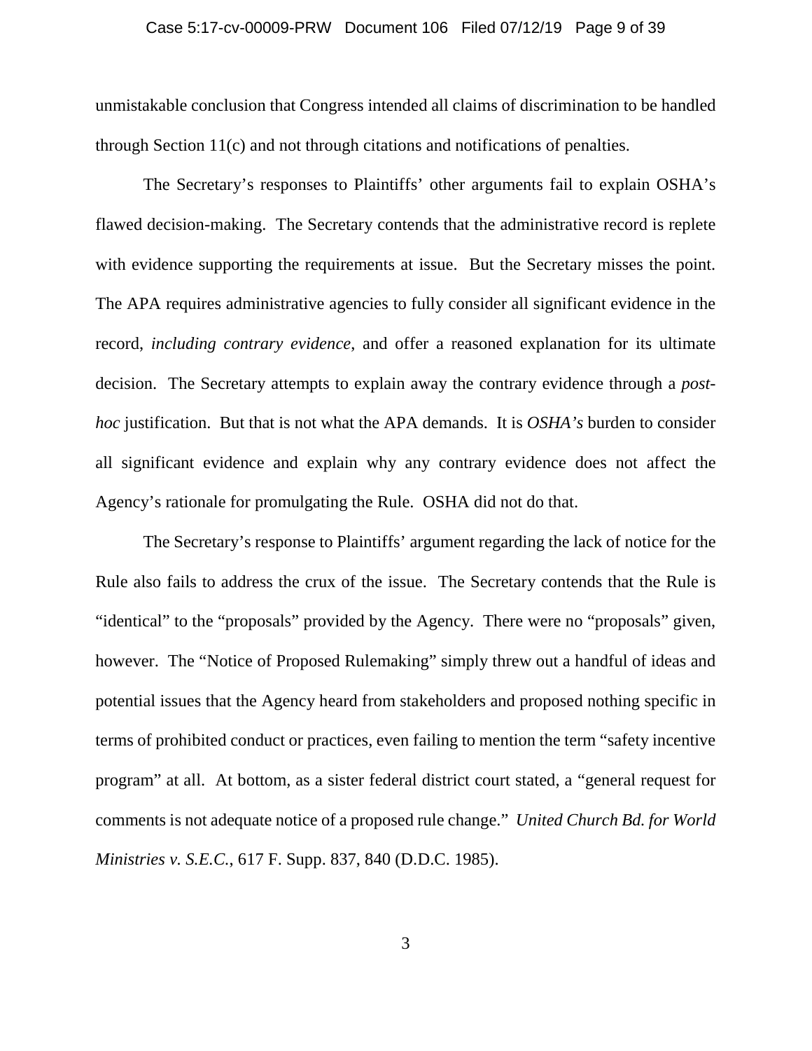unmistakable conclusion that Congress intended all claims of discrimination to be handled through Section 11(c) and not through citations and notifications of penalties.

The Secretary's responses to Plaintiffs' other arguments fail to explain OSHA's flawed decision-making. The Secretary contends that the administrative record is replete with evidence supporting the requirements at issue. But the Secretary misses the point. The APA requires administrative agencies to fully consider all significant evidence in the record, *including contrary evidence*, and offer a reasoned explanation for its ultimate decision. The Secretary attempts to explain away the contrary evidence through a *post-hoc* justification. But that is not what the APA demands. It is *OSHA's* burden to consider all significant evidence and explain why any contrary evidence does not affect the Agency's rationale for promulgating the Rule. OSHA did not do that.

The Secretary's response to Plaintiffs' argument regarding the lack of notice for the Rule also fails to address the crux of the issue. The Secretary contends that the Rule is "identical" to the "proposals" provided by the Agency. There were no "proposals" given, however. The "Notice of Proposed Rulemaking" simply threw out a handful of ideas and potential issues that the Agency heard from stakeholders and proposed nothing specific in terms of prohibited conduct or practices, even failing to mention the term "safety incentive program" at all. At bottom, as a sister federal district court stated, a "general request for comments is not adequate notice of a proposed rule change." *United Church Bd. for World Ministries v. S.E.C.*, 617 F. Supp. 837, 840 (D.D.C. 1985).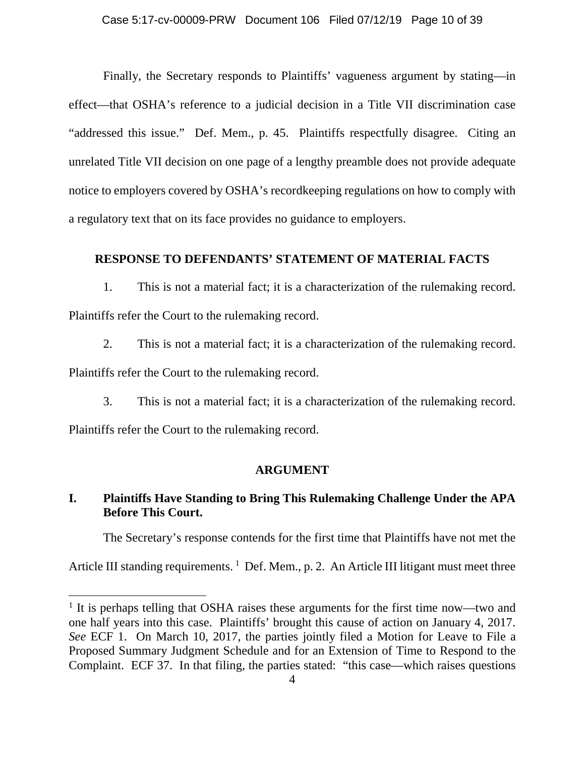Finally, the Secretary responds to Plaintiffs' vagueness argument by stating—in effect—that OSHA's reference to a judicial decision in a Title VII discrimination case "addressed this issue." Def. Mem., p. 45. Plaintiffs respectfully disagree. Citing an unrelated Title VII decision on one page of a lengthy preamble does not provide adequate notice to employers covered by OSHA's recordkeeping regulations on how to comply with a regulatory text that on its face provides no guidance to employers.

## RESPONSE TO DEFENDANTS' STATEMENT OF MATERIAL FACTS

1. This is not a material fact; it is a characterization of the rulemaking record. Plaintiffs refer the Court to the rulemaking record.

2. This is not a material fact; it is a characterization of the rulemaking record. Plaintiffs refer the Court to the rulemaking record.

3. This is not a material fact; it is a characterization of the rulemaking record. Plaintiffs refer the Court to the rulemaking record.

## ARGUMENT

### I. Plaintiffs Have Standing to Bring This Rulemaking Challenge Under the APA Before This Court.

The Secretary's response contends for the first time that Plaintiffs have not met the Article III standing requirements. [1] Def. Mem., p. 2. An Article III litigant must meet three

[1] It is perhaps telling that OSHA raises these arguments for the first time now—two and one half years into this case. Plaintiffs' brought this cause of action on January 4, 2017. *See* ECF 1. On March 10, 2017, the parties jointly filed a Motion for Leave to File a Proposed Summary Judgment Schedule and for an Extension of Time to Respond to the Complaint. ECF 37. In that filing, the parties stated: "this case—which raises questions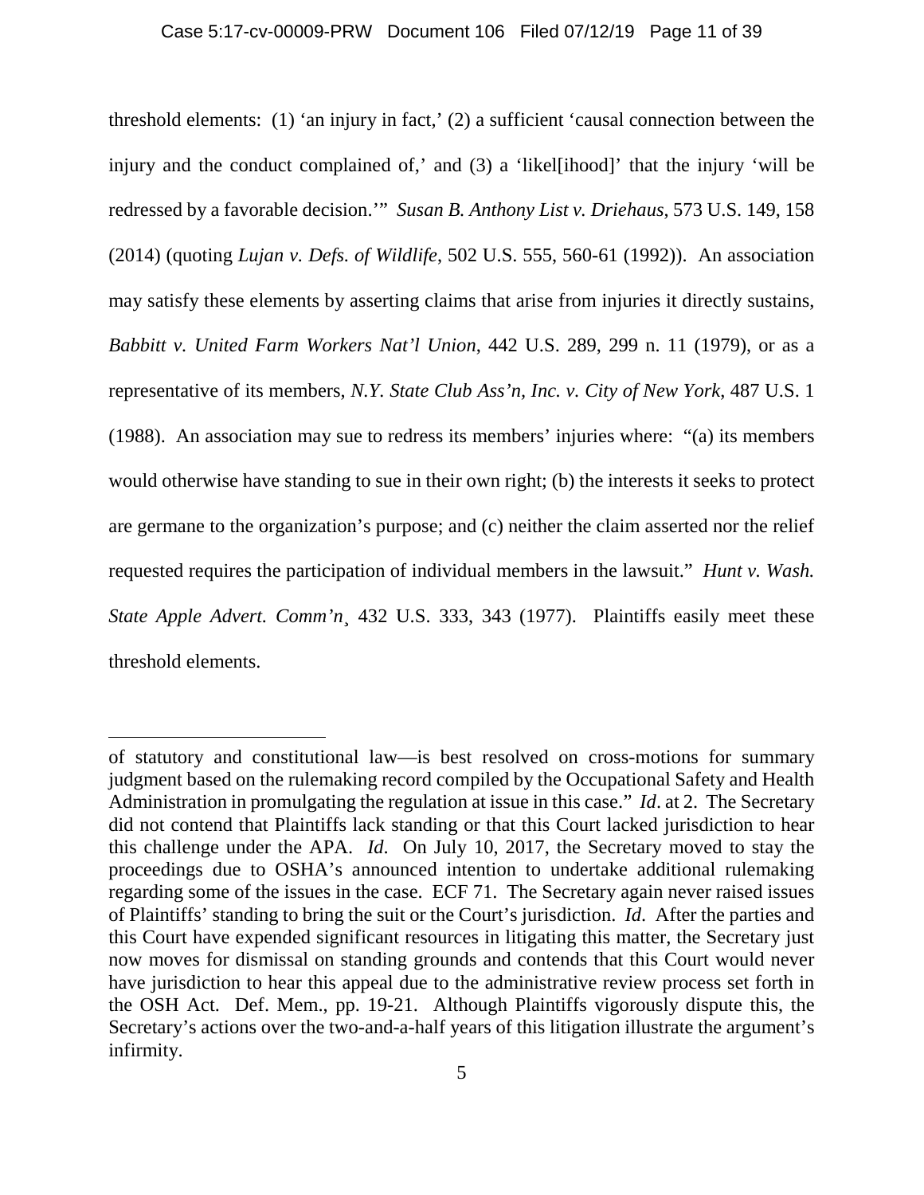threshold elements: (1) 'an injury in fact,' (2) a sufficient 'causal connection between the injury and the conduct complained of,' and (3) a 'likel[ihood]' that the injury 'will be redressed by a favorable decision.'" *Susan B. Anthony List v. Driehaus*, 573 U.S. 149, 158 (2014) (quoting *Lujan v. Defs. of Wildlife*, 502 U.S. 555, 560-61 (1992)). An association may satisfy these elements by asserting claims that arise from injuries it directly sustains, *Babbitt v. United Farm Workers Nat'l Union*, 442 U.S. 289, 299 n. 11 (1979), or as a representative of its members, *N.Y. State Club Ass'n, Inc. v. City of New York*, 487 U.S. 1 (1988). An association may sue to redress its members' injuries where: "(a) its members would otherwise have standing to sue in their own right; (b) the interests it seeks to protect are germane to the organization's purpose; and (c) neither the claim asserted nor the relief requested requires the participation of individual members in the lawsuit." *Hunt v. Wash. State Apple Advert. Comm'n*¸ 432 U.S. 333, 343 (1977). Plaintiffs easily meet these threshold elements.

---

of statutory and constitutional law—is best resolved on cross-motions for summary judgment based on the rulemaking record compiled by the Occupational Safety and Health Administration in promulgating the regulation at issue in this case." *Id*. at 2. The Secretary did not contend that Plaintiffs lack standing or that this Court lacked jurisdiction to hear this challenge under the APA. *Id*. On July 10, 2017, the Secretary moved to stay the proceedings due to OSHA's announced intention to undertake additional rulemaking regarding some of the issues in the case. ECF 71. The Secretary again never raised issues of Plaintiffs' standing to bring the suit or the Court's jurisdiction. *Id*. After the parties and this Court have expended significant resources in litigating this matter, the Secretary just now moves for dismissal on standing grounds and contends that this Court would never have jurisdiction to hear this appeal due to the administrative review process set forth in the OSH Act. Def. Mem., pp. 19-21. Although Plaintiffs vigorously dispute this, the Secretary's actions over the two-and-a-half years of this litigation illustrate the argument's infirmity.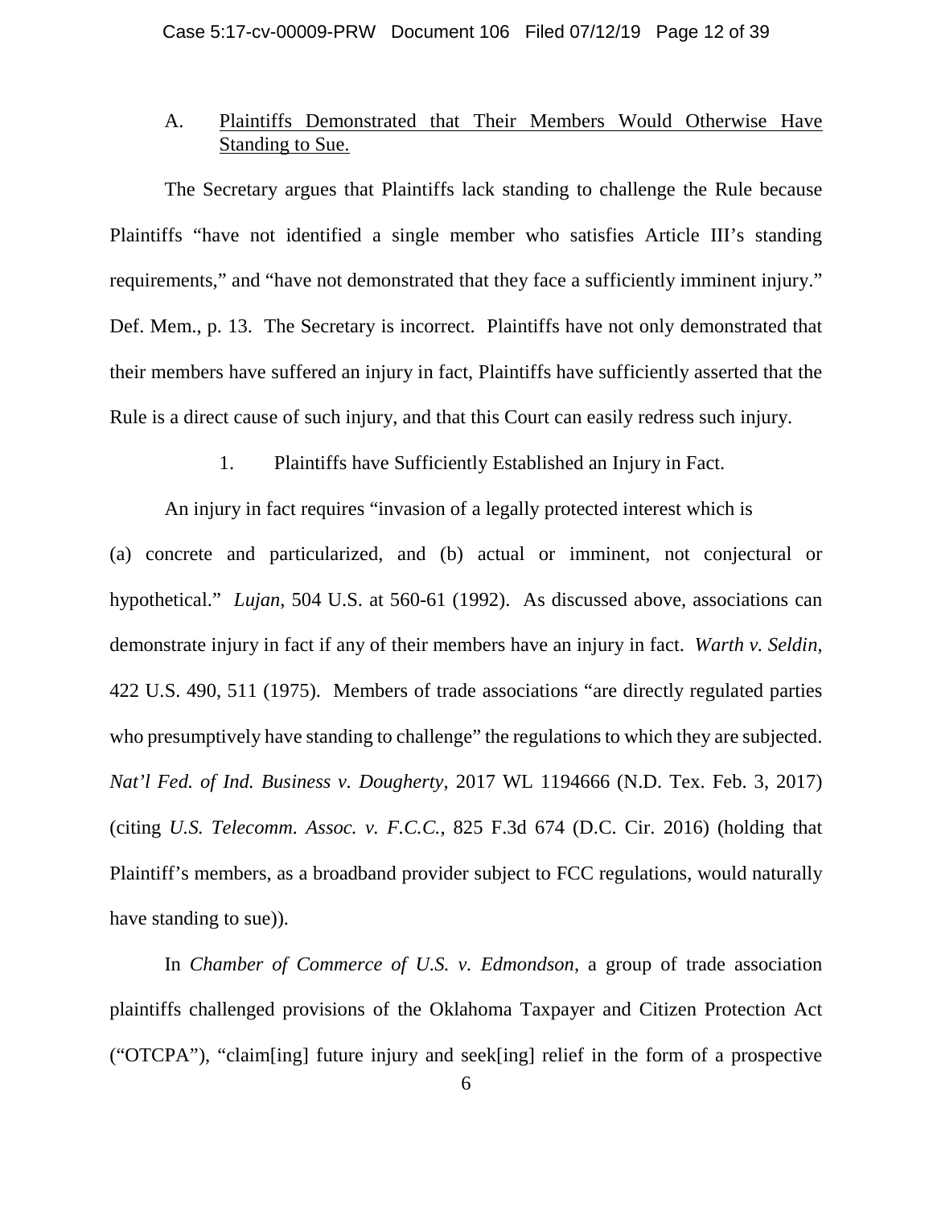## A. Plaintiffs Demonstrated that Their Members Would Otherwise Have Standing to Sue.

The Secretary argues that Plaintiffs lack standing to challenge the Rule because Plaintiffs "have not identified a single member who satisfies Article III's standing requirements," and "have not demonstrated that they face a sufficiently imminent injury." Def. Mem., p. 13. The Secretary is incorrect. Plaintiffs have not only demonstrated that their members have suffered an injury in fact, Plaintiffs have sufficiently asserted that the Rule is a direct cause of such injury, and that this Court can easily redress such injury.

### 1. Plaintiffs have Sufficiently Established an Injury in Fact.

An injury in fact requires "invasion of a legally protected interest which is (a) concrete and particularized, and (b) actual or imminent, not conjectural or hypothetical." *Lujan*, 504 U.S. at 560-61 (1992). As discussed above, associations can demonstrate injury in fact if any of their members have an injury in fact. *Warth v. Seldin*, 422 U.S. 490, 511 (1975). Members of trade associations "are directly regulated parties who presumptively have standing to challenge" the regulations to which they are subjected. *Nat'l Fed. of Ind. Business v. Dougherty*, 2017 WL 1194666 (N.D. Tex. Feb. 3, 2017) (citing *U.S. Telecomm. Assoc. v. F.C.C.*, 825 F.3d 674 (D.C. Cir. 2016) (holding that Plaintiff's members, as a broadband provider subject to FCC regulations, would naturally have standing to sue)).

In *Chamber of Commerce of U.S. v. Edmondson*, a group of trade association plaintiffs challenged provisions of the Oklahoma Taxpayer and Citizen Protection Act ("OTCPA"), "claim[ing] future injury and seek[ing] relief in the form of a prospective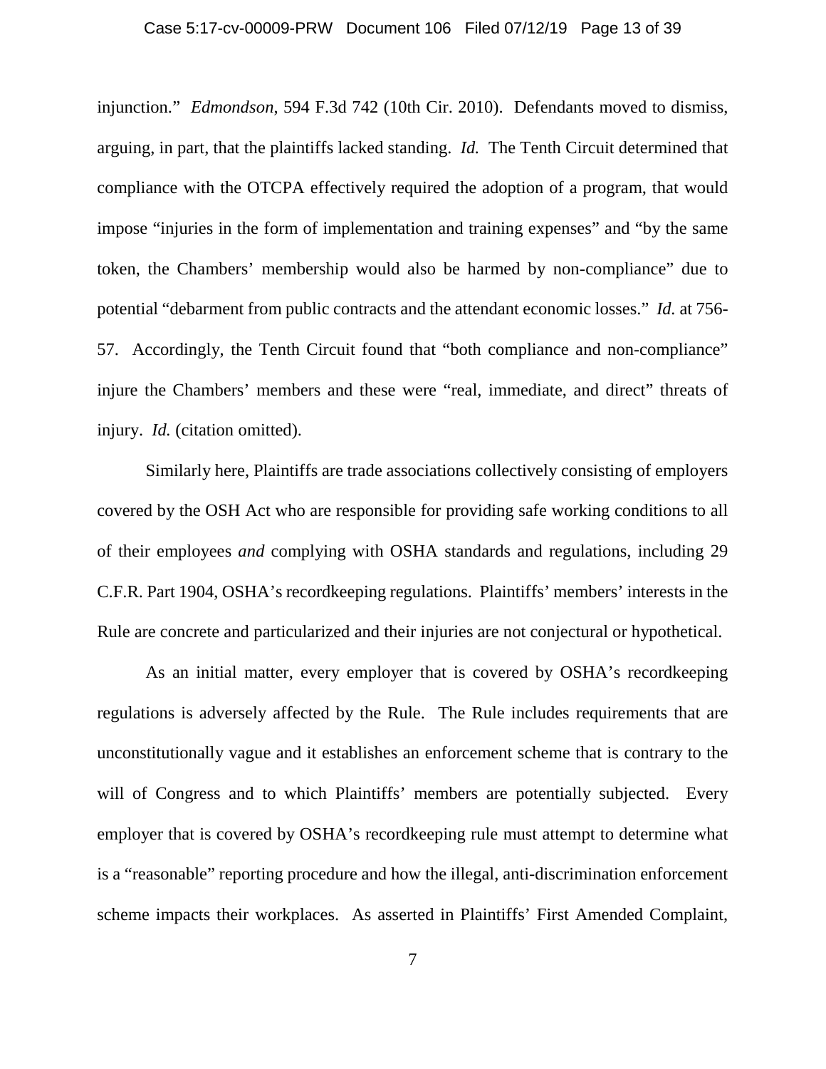injunction." *Edmondson*, 594 F.3d 742 (10th Cir. 2010). Defendants moved to dismiss, arguing, in part, that the plaintiffs lacked standing. *Id.* The Tenth Circuit determined that compliance with the OTCPA effectively required the adoption of a program, that would impose "injuries in the form of implementation and training expenses" and "by the same token, the Chambers' membership would also be harmed by non-compliance" due to potential "debarment from public contracts and the attendant economic losses." *Id.* at 756-57. Accordingly, the Tenth Circuit found that "both compliance and non-compliance" injure the Chambers' members and these were "real, immediate, and direct" threats of injury. *Id.* (citation omitted).

Similarly here, Plaintiffs are trade associations collectively consisting of employers covered by the OSH Act who are responsible for providing safe working conditions to all of their employees *and* complying with OSHA standards and regulations, including 29 C.F.R. Part 1904, OSHA's recordkeeping regulations. Plaintiffs' members' interests in the Rule are concrete and particularized and their injuries are not conjectural or hypothetical.

As an initial matter, every employer that is covered by OSHA's recordkeeping regulations is adversely affected by the Rule. The Rule includes requirements that are unconstitutionally vague and it establishes an enforcement scheme that is contrary to the will of Congress and to which Plaintiffs' members are potentially subjected. Every employer that is covered by OSHA's recordkeeping rule must attempt to determine what is a "reasonable" reporting procedure and how the illegal, anti-discrimination enforcement scheme impacts their workplaces. As asserted in Plaintiffs' First Amended Complaint,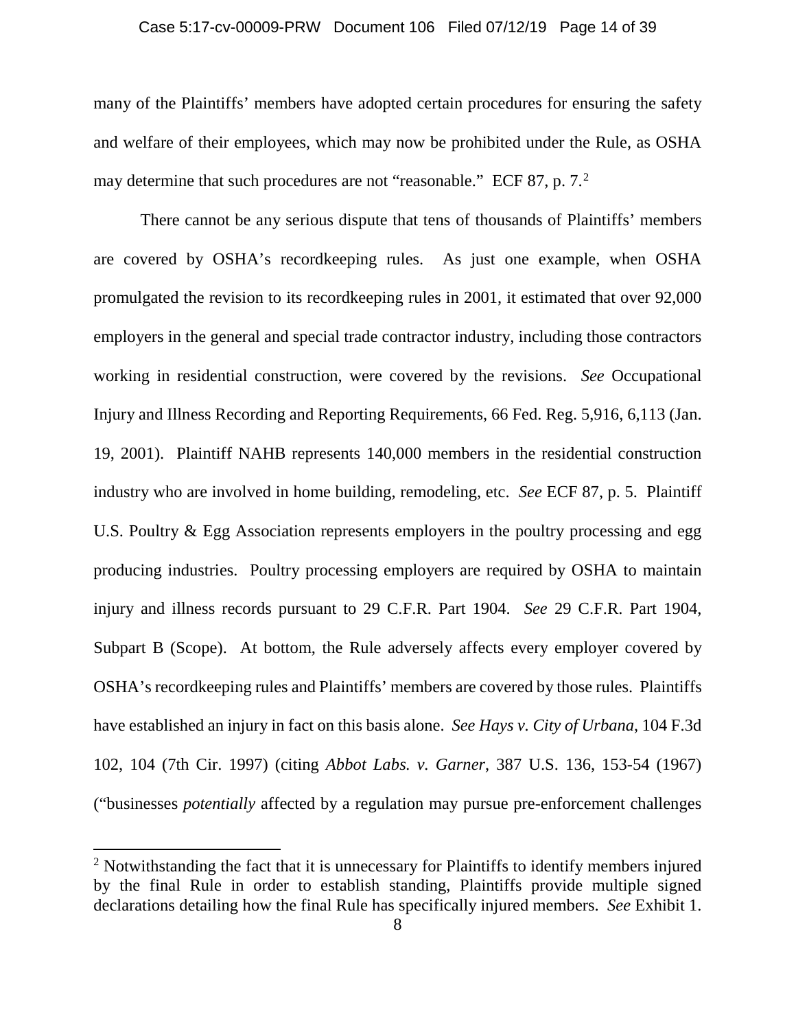many of the Plaintiffs' members have adopted certain procedures for ensuring the safety and welfare of their employees, which may now be prohibited under the Rule, as OSHA may determine that such procedures are not "reasonable." ECF 87, p. 7.[2]

There cannot be any serious dispute that tens of thousands of Plaintiffs' members are covered by OSHA's recordkeeping rules. As just one example, when OSHA promulgated the revision to its recordkeeping rules in 2001, it estimated that over 92,000 employers in the general and special trade contractor industry, including those contractors working in residential construction, were covered by the revisions. *See* Occupational Injury and Illness Recording and Reporting Requirements, 66 Fed. Reg. 5,916, 6,113 (Jan. 19, 2001). Plaintiff NAHB represents 140,000 members in the residential construction industry who are involved in home building, remodeling, etc. *See* ECF 87, p. 5. Plaintiff U.S. Poultry & Egg Association represents employers in the poultry processing and egg producing industries. Poultry processing employers are required by OSHA to maintain injury and illness records pursuant to 29 C.F.R. Part 1904. *See* 29 C.F.R. Part 1904, Subpart B (Scope). At bottom, the Rule adversely affects every employer covered by OSHA's recordkeeping rules and Plaintiffs' members are covered by those rules. Plaintiffs have established an injury in fact on this basis alone. *See Hays v. City of Urbana*, 104 F.3d 102, 104 (7th Cir. 1997) (citing *Abbot Labs. v. Garner*, 387 U.S. 136, 153-54 (1967) ("businesses *potentially* affected by a regulation may pursue pre-enforcement challenges

---

[2] Notwithstanding the fact that it is unnecessary for Plaintiffs to identify members injured by the final Rule in order to establish standing, Plaintiffs provide multiple signed declarations detailing how the final Rule has specifically injured members. *See* Exhibit 1.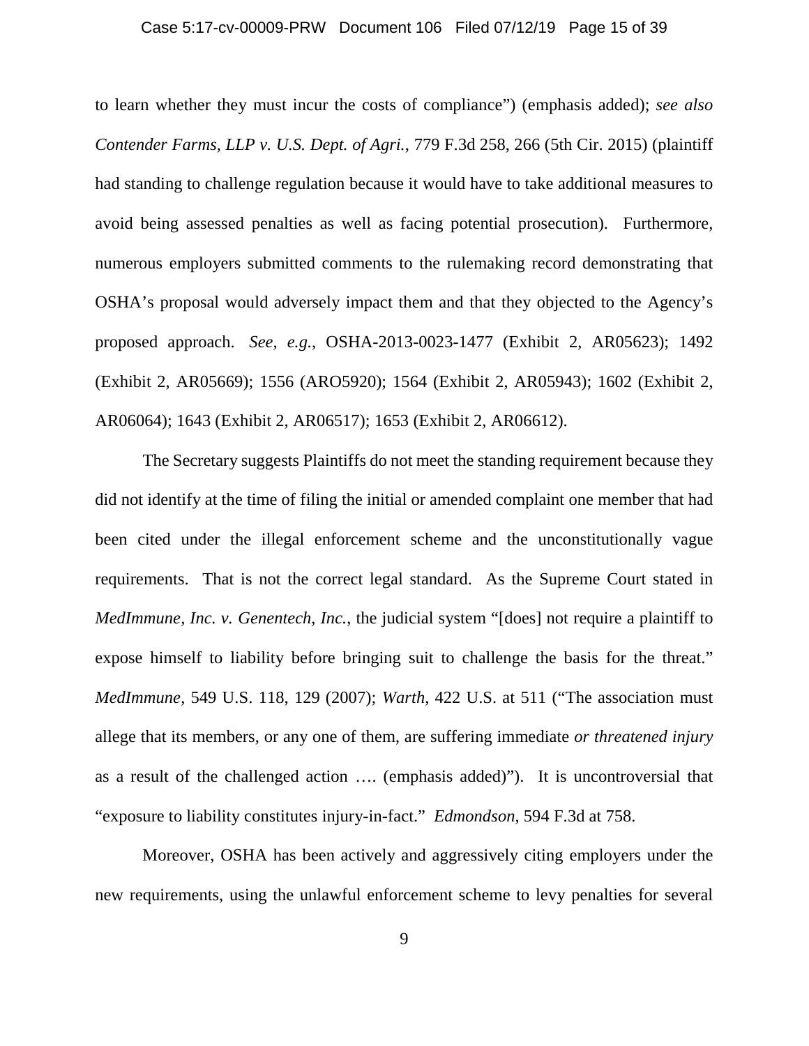to learn whether they must incur the costs of compliance") (emphasis added); *see also Contender Farms, LLP v. U.S. Dept. of Agri.*, 779 F.3d 258, 266 (5th Cir. 2015) (plaintiff had standing to challenge regulation because it would have to take additional measures to avoid being assessed penalties as well as facing potential prosecution). Furthermore, numerous employers submitted comments to the rulemaking record demonstrating that OSHA's proposal would adversely impact them and that they objected to the Agency's proposed approach. *See, e.g.*, OSHA-2013-0023-1477 (Exhibit 2, AR05623); 1492 (Exhibit 2, AR05669); 1556 (ARO5920); 1564 (Exhibit 2, AR05943); 1602 (Exhibit 2, AR06064); 1643 (Exhibit 2, AR06517); 1653 (Exhibit 2, AR06612).

The Secretary suggests Plaintiffs do not meet the standing requirement because they did not identify at the time of filing the initial or amended complaint one member that had been cited under the illegal enforcement scheme and the unconstitutionally vague requirements. That is not the correct legal standard. As the Supreme Court stated in *MedImmune, Inc. v. Genentech, Inc.*, the judicial system "[does] not require a plaintiff to expose himself to liability before bringing suit to challenge the basis for the threat." *MedImmune*, 549 U.S. 118, 129 (2007); *Warth*, 422 U.S. at 511 ("The association must allege that its members, or any one of them, are suffering immediate *or threatened injury* as a result of the challenged action …. (emphasis added)"). It is uncontroversial that "exposure to liability constitutes injury-in-fact." *Edmondson*, 594 F.3d at 758.

Moreover, OSHA has been actively and aggressively citing employers under the new requirements, using the unlawful enforcement scheme to levy penalties for several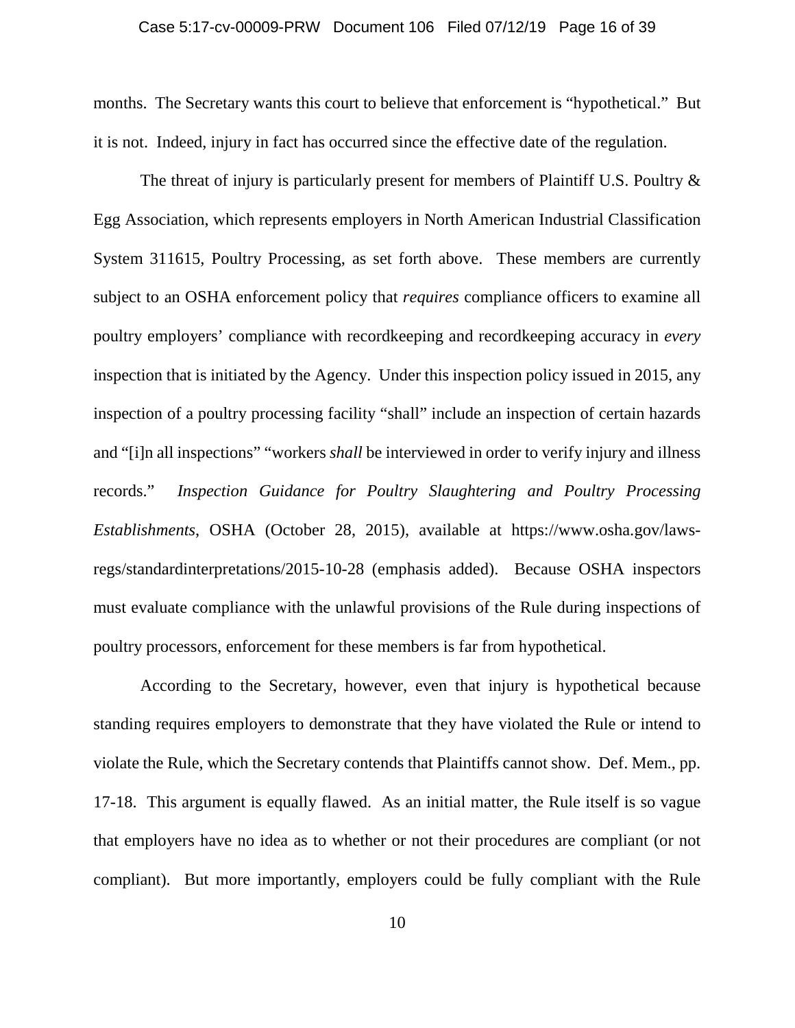months. The Secretary wants this court to believe that enforcement is "hypothetical." But it is not. Indeed, injury in fact has occurred since the effective date of the regulation.

The threat of injury is particularly present for members of Plaintiff U.S. Poultry & Egg Association, which represents employers in North American Industrial Classification System 311615, Poultry Processing, as set forth above. These members are currently subject to an OSHA enforcement policy that *requires* compliance officers to examine all poultry employers' compliance with recordkeeping and recordkeeping accuracy in *every* inspection that is initiated by the Agency. Under this inspection policy issued in 2015, any inspection of a poultry processing facility "shall" include an inspection of certain hazards and "[i]n all inspections" "workers *shall* be interviewed in order to verify injury and illness records." *Inspection Guidance for Poultry Slaughtering and Poultry Processing Establishments*, OSHA (October 28, 2015), available at https://www.osha.gov/laws-regs/standardinterpretations/2015-10-28 (emphasis added). Because OSHA inspectors must evaluate compliance with the unlawful provisions of the Rule during inspections of poultry processors, enforcement for these members is far from hypothetical.

According to the Secretary, however, even that injury is hypothetical because standing requires employers to demonstrate that they have violated the Rule or intend to violate the Rule, which the Secretary contends that Plaintiffs cannot show. Def. Mem., pp. 17-18. This argument is equally flawed. As an initial matter, the Rule itself is so vague that employers have no idea as to whether or not their procedures are compliant (or not compliant). But more importantly, employers could be fully compliant with the Rule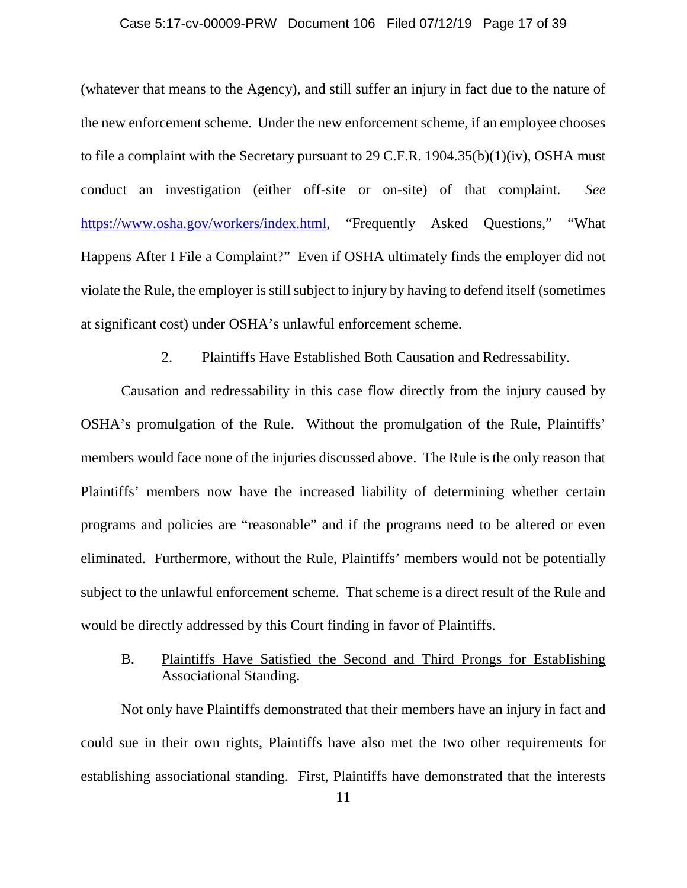(whatever that means to the Agency), and still suffer an injury in fact due to the nature of the new enforcement scheme. Under the new enforcement scheme, if an employee chooses to file a complaint with the Secretary pursuant to 29 C.F.R. 1904.35(b)(1)(iv), OSHA must conduct an investigation (either off-site or on-site) of that complaint. *See* [https://www.osha.gov/workers/index.html](https://www.osha.gov/workers/index.html), "Frequently Asked Questions," "What Happens After I File a Complaint?" Even if OSHA ultimately finds the employer did not violate the Rule, the employer is still subject to injury by having to defend itself (sometimes at significant cost) under OSHA's unlawful enforcement scheme.

### 2. Plaintiffs Have Established Both Causation and Redressability.

Causation and redressability in this case flow directly from the injury caused by OSHA's promulgation of the Rule. Without the promulgation of the Rule, Plaintiffs' members would face none of the injuries discussed above. The Rule is the only reason that Plaintiffs' members now have the increased liability of determining whether certain programs and policies are "reasonable" and if the programs need to be altered or even eliminated. Furthermore, without the Rule, Plaintiffs' members would not be potentially subject to the unlawful enforcement scheme. That scheme is a direct result of the Rule and would be directly addressed by this Court finding in favor of Plaintiffs.

## B. Plaintiffs Have Satisfied the Second and Third Prongs for Establishing Associational Standing.

Not only have Plaintiffs demonstrated that their members have an injury in fact and could sue in their own rights, Plaintiffs have also met the two other requirements for establishing associational standing. First, Plaintiffs have demonstrated that the interests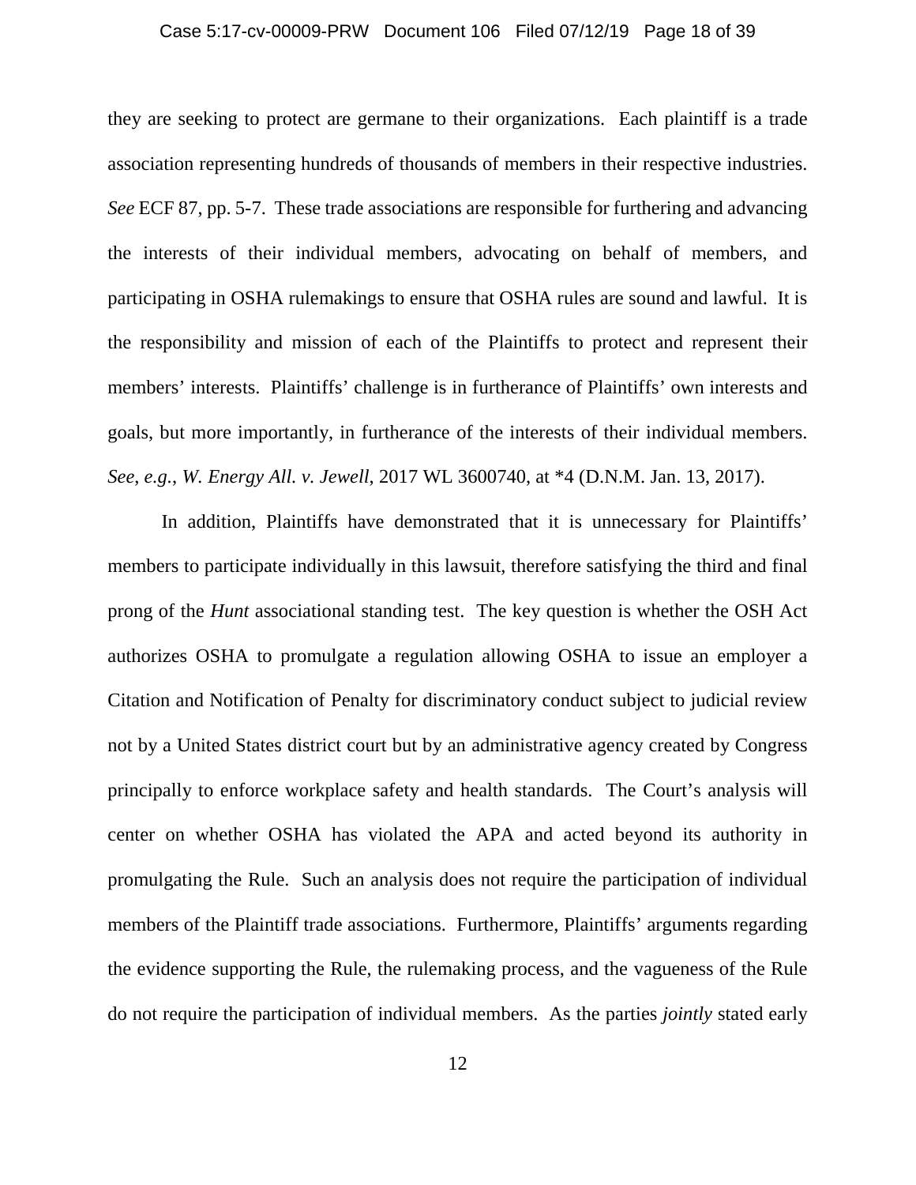they are seeking to protect are germane to their organizations. Each plaintiff is a trade association representing hundreds of thousands of members in their respective industries. *See* ECF 87, pp. 5-7. These trade associations are responsible for furthering and advancing the interests of their individual members, advocating on behalf of members, and participating in OSHA rulemakings to ensure that OSHA rules are sound and lawful. It is the responsibility and mission of each of the Plaintiffs to protect and represent their members' interests. Plaintiffs' challenge is in furtherance of Plaintiffs' own interests and goals, but more importantly, in furtherance of the interests of their individual members. *See*, *e.g.*, *W. Energy All. v. Jewell*, 2017 WL 3600740, at *4 (D.N.M. Jan. 13, 2017).

In addition, Plaintiffs have demonstrated that it is unnecessary for Plaintiffs' members to participate individually in this lawsuit, therefore satisfying the third and final prong of the *Hunt* associational standing test. The key question is whether the OSH Act authorizes OSHA to promulgate a regulation allowing OSHA to issue an employer a Citation and Notification of Penalty for discriminatory conduct subject to judicial review not by a United States district court but by an administrative agency created by Congress principally to enforce workplace safety and health standards. The Court's analysis will center on whether OSHA has violated the APA and acted beyond its authority in promulgating the Rule. Such an analysis does not require the participation of individual members of the Plaintiff trade associations. Furthermore, Plaintiffs' arguments regarding the evidence supporting the Rule, the rulemaking process, and the vagueness of the Rule do not require the participation of individual members. As the parties *jointly* stated early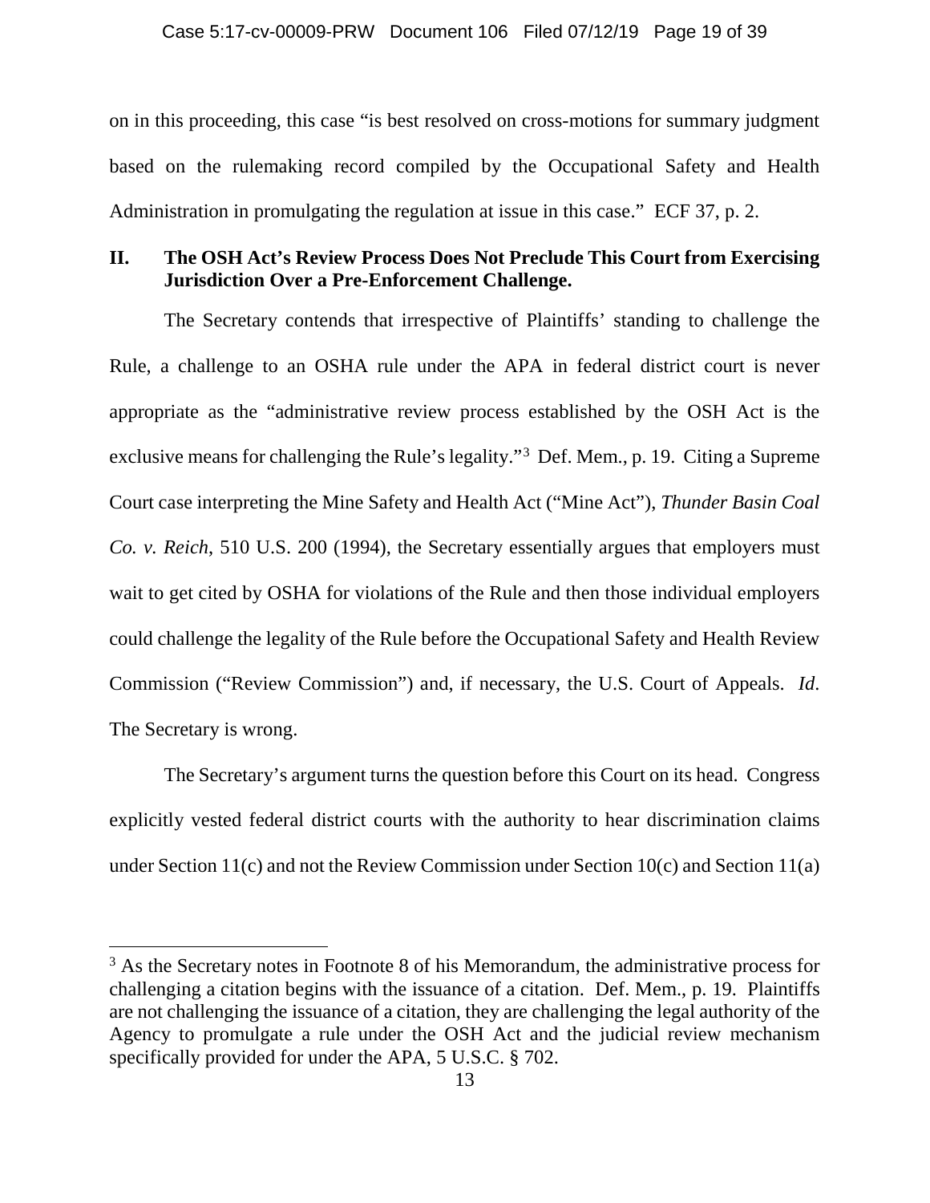on in this proceeding, this case "is best resolved on cross-motions for summary judgment based on the rulemaking record compiled by the Occupational Safety and Health Administration in promulgating the regulation at issue in this case." ECF 37, p. 2.

## II. The OSH Act's Review Process Does Not Preclude This Court from Exercising Jurisdiction Over a Pre-Enforcement Challenge.

The Secretary contends that irrespective of Plaintiffs' standing to challenge the Rule, a challenge to an OSHA rule under the APA in federal district court is never appropriate as the "administrative review process established by the OSH Act is the exclusive means for challenging the Rule's legality."[3] Def. Mem., p. 19. Citing a Supreme Court case interpreting the Mine Safety and Health Act ("Mine Act"), *Thunder Basin Coal Co. v. Reich*, 510 U.S. 200 (1994), the Secretary essentially argues that employers must wait to get cited by OSHA for violations of the Rule and then those individual employers could challenge the legality of the Rule before the Occupational Safety and Health Review Commission ("Review Commission") and, if necessary, the U.S. Court of Appeals. *Id*. The Secretary is wrong.

The Secretary's argument turns the question before this Court on its head. Congress explicitly vested federal district courts with the authority to hear discrimination claims under Section 11(c) and not the Review Commission under Section 10(c) and Section 11(a)

[3] As the Secretary notes in Footnote 8 of his Memorandum, the administrative process for challenging a citation begins with the issuance of a citation. Def. Mem., p. 19. Plaintiffs are not challenging the issuance of a citation, they are challenging the legal authority of the Agency to promulgate a rule under the OSH Act and the judicial review mechanism specifically provided for under the APA, 5 U.S.C. § 702.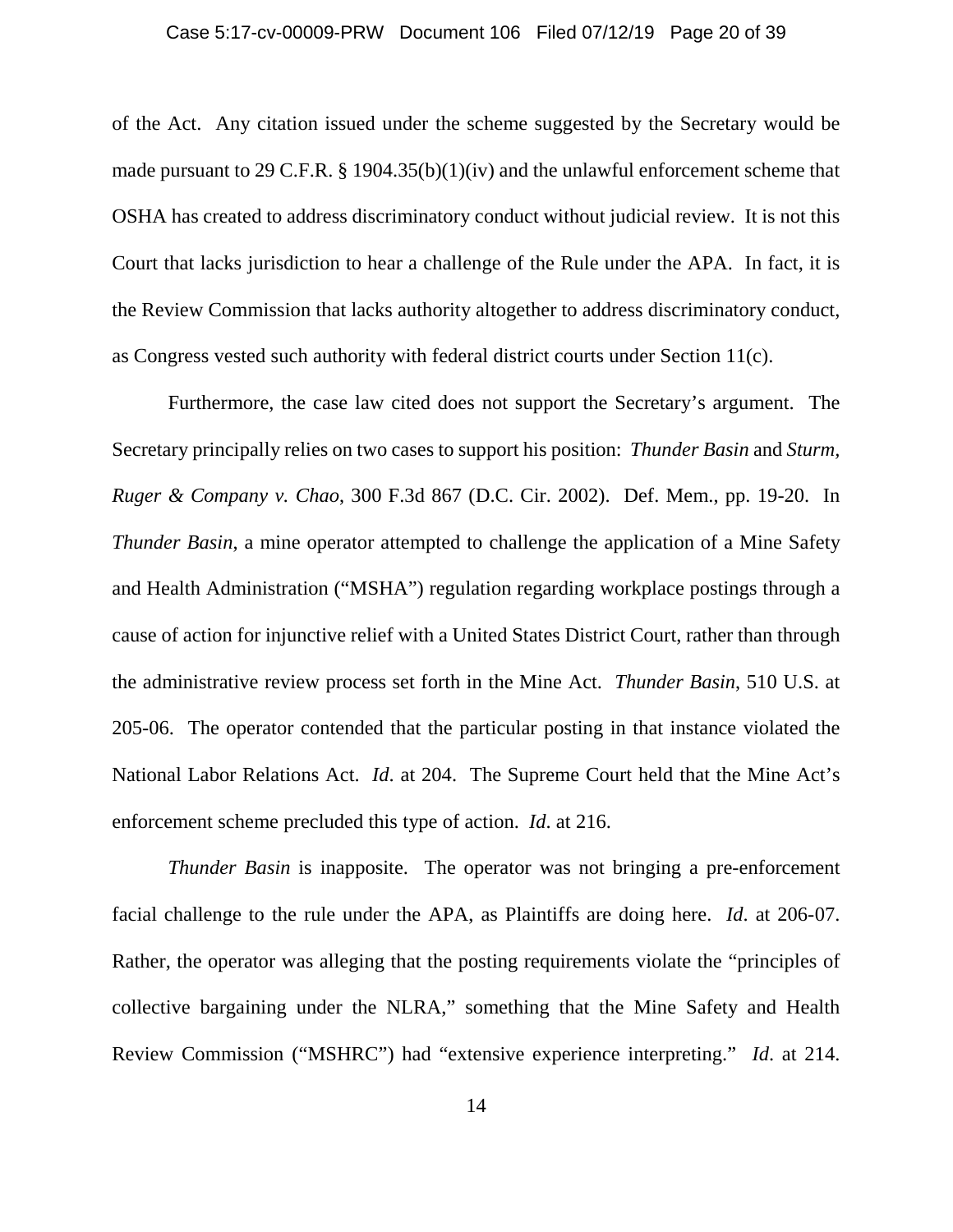of the Act. Any citation issued under the scheme suggested by the Secretary would be made pursuant to 29 C.F.R. § 1904.35(b)(1)(iv) and the unlawful enforcement scheme that OSHA has created to address discriminatory conduct without judicial review. It is not this Court that lacks jurisdiction to hear a challenge of the Rule under the APA. In fact, it is the Review Commission that lacks authority altogether to address discriminatory conduct, as Congress vested such authority with federal district courts under Section 11(c).

Furthermore, the case law cited does not support the Secretary's argument. The Secretary principally relies on two cases to support his position: *Thunder Basin* and *Sturm, Ruger & Company v. Chao*, 300 F.3d 867 (D.C. Cir. 2002). Def. Mem., pp. 19-20. In *Thunder Basin*, a mine operator attempted to challenge the application of a Mine Safety and Health Administration ("MSHA") regulation regarding workplace postings through a cause of action for injunctive relief with a United States District Court, rather than through the administrative review process set forth in the Mine Act. *Thunder Basin*, 510 U.S. at 205-06. The operator contended that the particular posting in that instance violated the National Labor Relations Act. *Id*. at 204. The Supreme Court held that the Mine Act's enforcement scheme precluded this type of action. *Id*. at 216.

*Thunder Basin* is inapposite. The operator was not bringing a pre-enforcement facial challenge to the rule under the APA, as Plaintiffs are doing here. *Id*. at 206-07. Rather, the operator was alleging that the posting requirements violate the "principles of collective bargaining under the NLRA," something that the Mine Safety and Health Review Commission ("MSHRC") had "extensive experience interpreting." *Id*. at 214.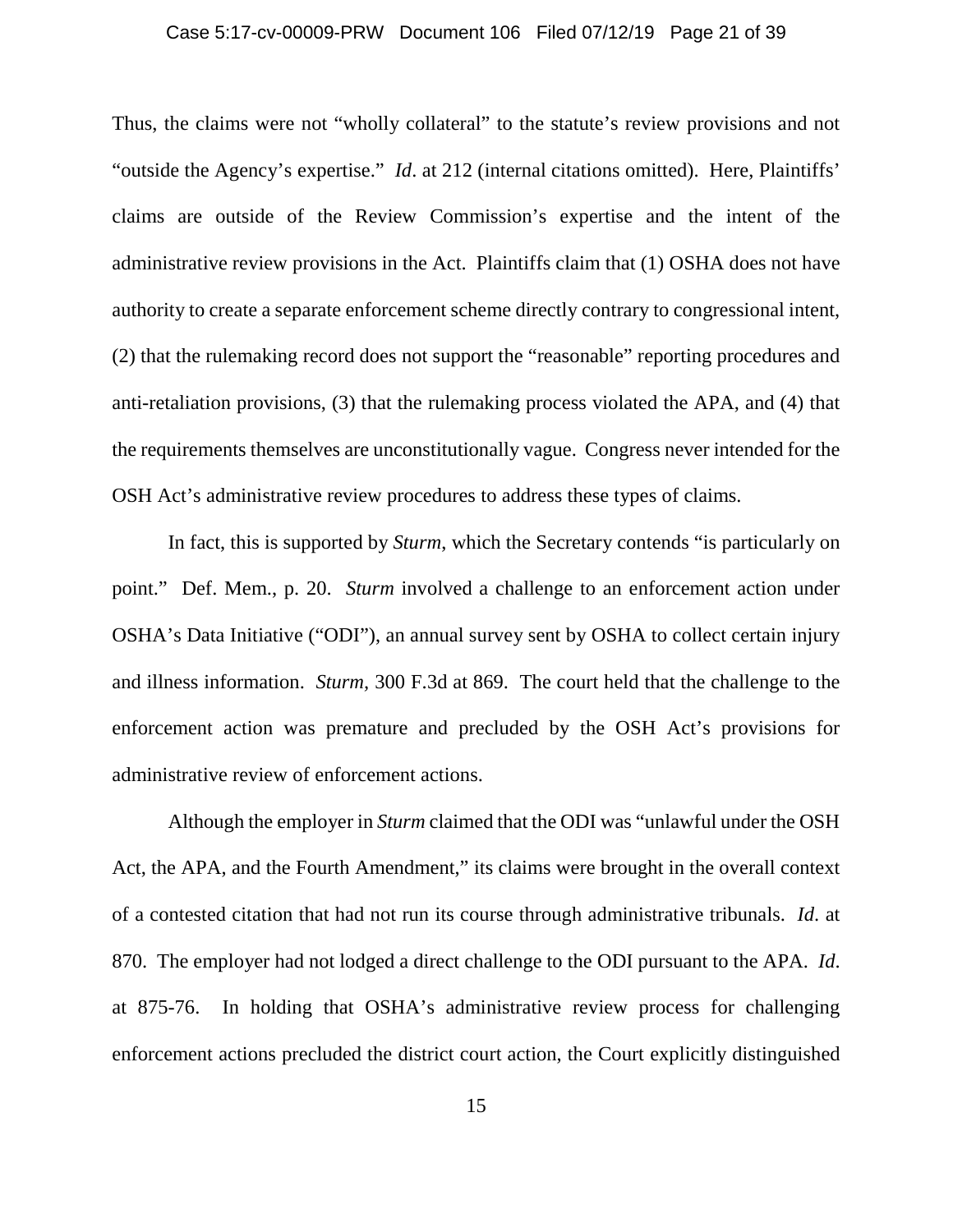Thus, the claims were not "wholly collateral" to the statute's review provisions and not "outside the Agency's expertise." *Id*. at 212 (internal citations omitted). Here, Plaintiffs' claims are outside of the Review Commission's expertise and the intent of the administrative review provisions in the Act. Plaintiffs claim that (1) OSHA does not have authority to create a separate enforcement scheme directly contrary to congressional intent, (2) that the rulemaking record does not support the "reasonable" reporting procedures and anti-retaliation provisions, (3) that the rulemaking process violated the APA, and (4) that the requirements themselves are unconstitutionally vague. Congress never intended for the OSH Act's administrative review procedures to address these types of claims.

In fact, this is supported by *Sturm*, which the Secretary contends "is particularly on point." Def. Mem., p. 20. *Sturm* involved a challenge to an enforcement action under OSHA's Data Initiative ("ODI"), an annual survey sent by OSHA to collect certain injury and illness information. *Sturm*, 300 F.3d at 869. The court held that the challenge to the enforcement action was premature and precluded by the OSH Act's provisions for administrative review of enforcement actions.

Although the employer in *Sturm* claimed that the ODI was "unlawful under the OSH Act, the APA, and the Fourth Amendment," its claims were brought in the overall context of a contested citation that had not run its course through administrative tribunals. *Id*. at 870. The employer had not lodged a direct challenge to the ODI pursuant to the APA. *Id*. at 875-76. In holding that OSHA's administrative review process for challenging enforcement actions precluded the district court action, the Court explicitly distinguished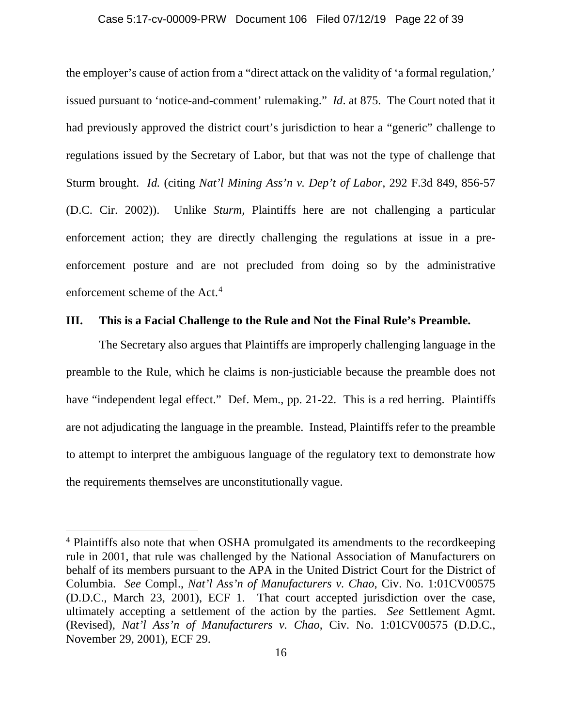the employer's cause of action from a "direct attack on the validity of 'a formal regulation,' issued pursuant to 'notice-and-comment' rulemaking." *Id*. at 875. The Court noted that it had previously approved the district court's jurisdiction to hear a "generic" challenge to regulations issued by the Secretary of Labor, but that was not the type of challenge that Sturm brought. *Id.* (citing *Nat'l Mining Ass'n v. Dep't of Labor*, 292 F.3d 849, 856-57 (D.C. Cir. 2002)). Unlike *Sturm,* Plaintiffs here are not challenging a particular enforcement action; they are directly challenging the regulations at issue in a pre-enforcement posture and are not precluded from doing so by the administrative enforcement scheme of the Act.[4]

## III. This is a Facial Challenge to the Rule and Not the Final Rule's Preamble.

The Secretary also argues that Plaintiffs are improperly challenging language in the preamble to the Rule, which he claims is non-justiciable because the preamble does not have "independent legal effect." Def. Mem., pp. 21-22. This is a red herring. Plaintiffs are not adjudicating the language in the preamble. Instead, Plaintiffs refer to the preamble to attempt to interpret the ambiguous language of the regulatory text to demonstrate how the requirements themselves are unconstitutionally vague.

---

[4] Plaintiffs also note that when OSHA promulgated its amendments to the recordkeeping rule in 2001, that rule was challenged by the National Association of Manufacturers on behalf of its members pursuant to the APA in the United District Court for the District of Columbia. *See* Compl., *Nat'l Ass'n of Manufacturers v. Chao*, Civ. No. 1:01CV00575 (D.D.C., March 23, 2001), ECF 1. That court accepted jurisdiction over the case, ultimately accepting a settlement of the action by the parties. *See* Settlement Agmt. (Revised), *Nat'l Ass'n of Manufacturers v. Chao*, Civ. No. 1:01CV00575 (D.D.C., November 29, 2001), ECF 29.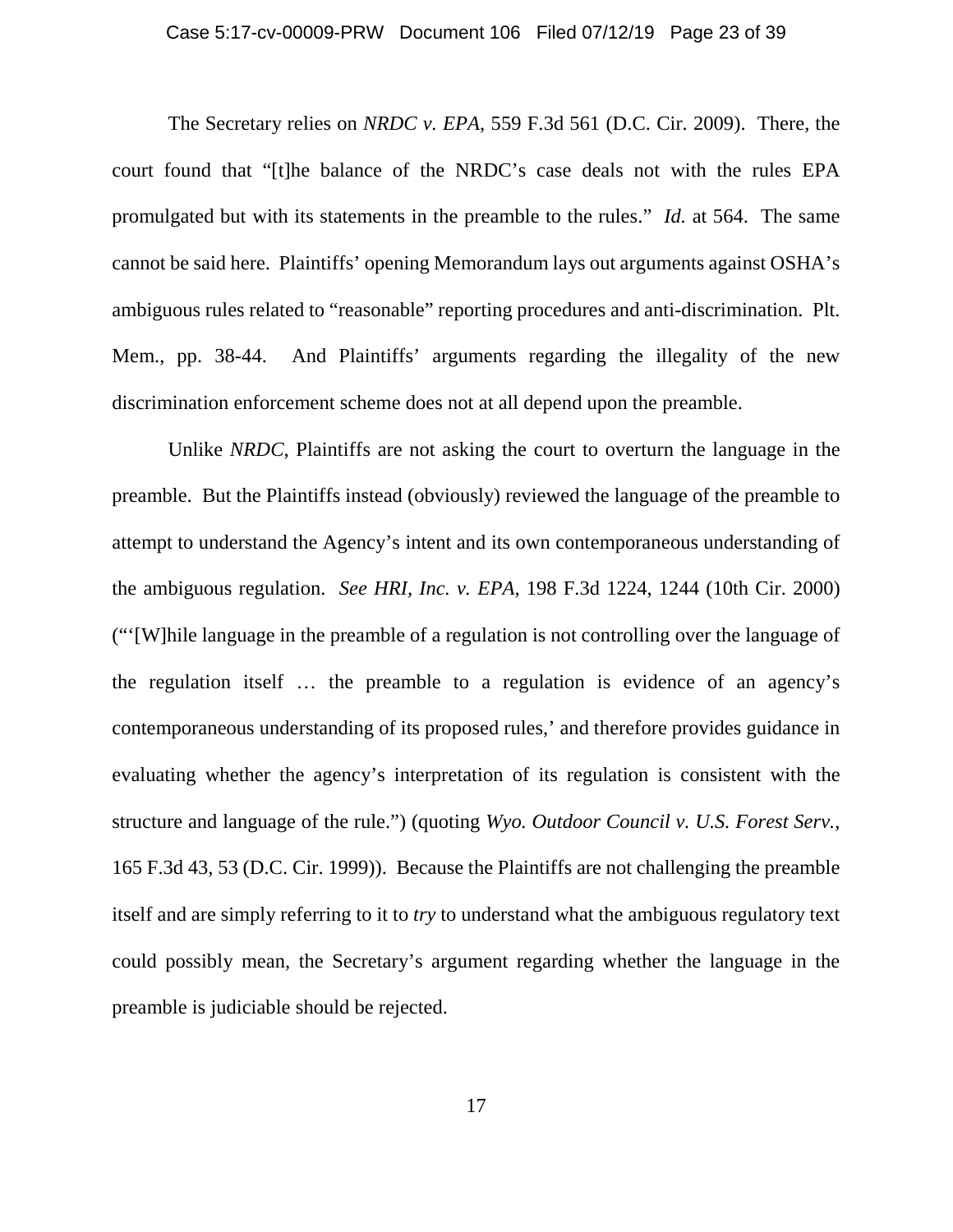The Secretary relies on *NRDC v. EPA*, 559 F.3d 561 (D.C. Cir. 2009). There, the court found that "[t]he balance of the NRDC's case deals not with the rules EPA promulgated but with its statements in the preamble to the rules." *Id.* at 564. The same cannot be said here. Plaintiffs' opening Memorandum lays out arguments against OSHA's ambiguous rules related to "reasonable" reporting procedures and anti-discrimination. Plt. Mem., pp. 38-44. And Plaintiffs' arguments regarding the illegality of the new discrimination enforcement scheme does not at all depend upon the preamble.

Unlike *NRDC*, Plaintiffs are not asking the court to overturn the language in the preamble. But the Plaintiffs instead (obviously) reviewed the language of the preamble to attempt to understand the Agency's intent and its own contemporaneous understanding of the ambiguous regulation. *See HRI, Inc. v. EPA*, 198 F.3d 1224, 1244 (10th Cir. 2000) ("'[W]hile language in the preamble of a regulation is not controlling over the language of the regulation itself … the preamble to a regulation is evidence of an agency's contemporaneous understanding of its proposed rules,' and therefore provides guidance in evaluating whether the agency's interpretation of its regulation is consistent with the structure and language of the rule.") (quoting *Wyo. Outdoor Council v. U.S. Forest Serv.*, 165 F.3d 43, 53 (D.C. Cir. 1999)). Because the Plaintiffs are not challenging the preamble itself and are simply referring to it to *try* to understand what the ambiguous regulatory text could possibly mean, the Secretary's argument regarding whether the language in the preamble is judiciable should be rejected.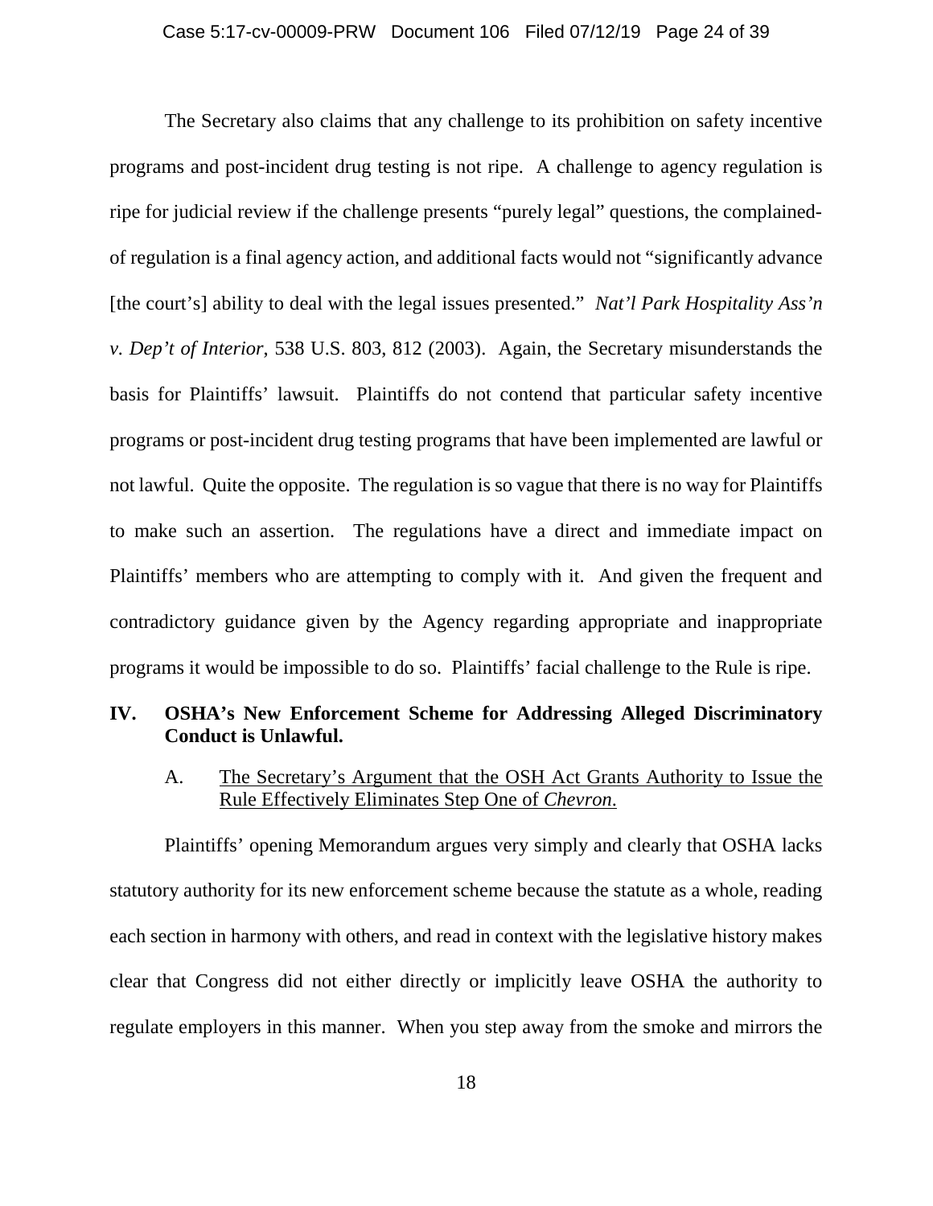The Secretary also claims that any challenge to its prohibition on safety incentive programs and post-incident drug testing is not ripe. A challenge to agency regulation is ripe for judicial review if the challenge presents "purely legal" questions, the complained-of regulation is a final agency action, and additional facts would not "significantly advance [the court's] ability to deal with the legal issues presented." *Nat'l Park Hospitality Ass'n v. Dep't of Interior*, 538 U.S. 803, 812 (2003). Again, the Secretary misunderstands the basis for Plaintiffs' lawsuit. Plaintiffs do not contend that particular safety incentive programs or post-incident drug testing programs that have been implemented are lawful or not lawful. Quite the opposite. The regulation is so vague that there is no way for Plaintiffs to make such an assertion. The regulations have a direct and immediate impact on Plaintiffs' members who are attempting to comply with it. And given the frequent and contradictory guidance given by the Agency regarding appropriate and inappropriate programs it would be impossible to do so. Plaintiffs' facial challenge to the Rule is ripe.

## IV. OSHA's New Enforcement Scheme for Addressing Alleged Discriminatory Conduct is Unlawful.

### A. <u>The Secretary's Argument that the OSH Act Grants Authority to Issue the Rule Effectively Eliminates Step One of *Chevron*.</u>

Plaintiffs' opening Memorandum argues very simply and clearly that OSHA lacks statutory authority for its new enforcement scheme because the statute as a whole, reading each section in harmony with others, and read in context with the legislative history makes clear that Congress did not either directly or implicitly leave OSHA the authority to regulate employers in this manner. When you step away from the smoke and mirrors the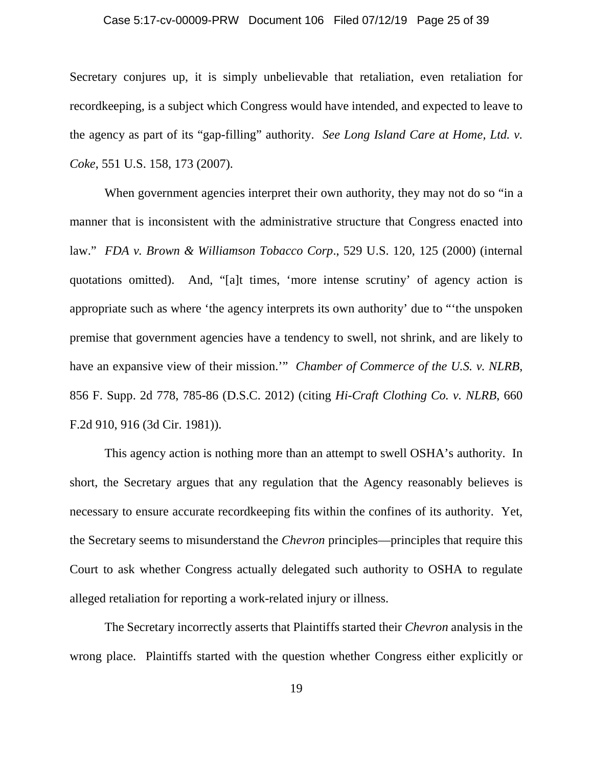Secretary conjures up, it is simply unbelievable that retaliation, even retaliation for recordkeeping, is a subject which Congress would have intended, and expected to leave to the agency as part of its "gap-filling" authority. *See Long Island Care at Home, Ltd. v. Coke*, 551 U.S. 158, 173 (2007).

When government agencies interpret their own authority, they may not do so "in a manner that is inconsistent with the administrative structure that Congress enacted into law." *FDA v. Brown & Williamson Tobacco Corp*., 529 U.S. 120, 125 (2000) (internal quotations omitted). And, "[a]t times, 'more intense scrutiny' of agency action is appropriate such as where 'the agency interprets its own authority' due to "'the unspoken premise that government agencies have a tendency to swell, not shrink, and are likely to have an expansive view of their mission.'" *Chamber of Commerce of the U.S. v. NLRB*, 856 F. Supp. 2d 778, 785-86 (D.S.C. 2012) (citing *Hi-Craft Clothing Co. v. NLRB*, 660 F.2d 910, 916 (3d Cir. 1981)).

This agency action is nothing more than an attempt to swell OSHA's authority. In short, the Secretary argues that any regulation that the Agency reasonably believes is necessary to ensure accurate recordkeeping fits within the confines of its authority. Yet, the Secretary seems to misunderstand the *Chevron* principles—principles that require this Court to ask whether Congress actually delegated such authority to OSHA to regulate alleged retaliation for reporting a work-related injury or illness.

The Secretary incorrectly asserts that Plaintiffs started their *Chevron* analysis in the wrong place. Plaintiffs started with the question whether Congress either explicitly or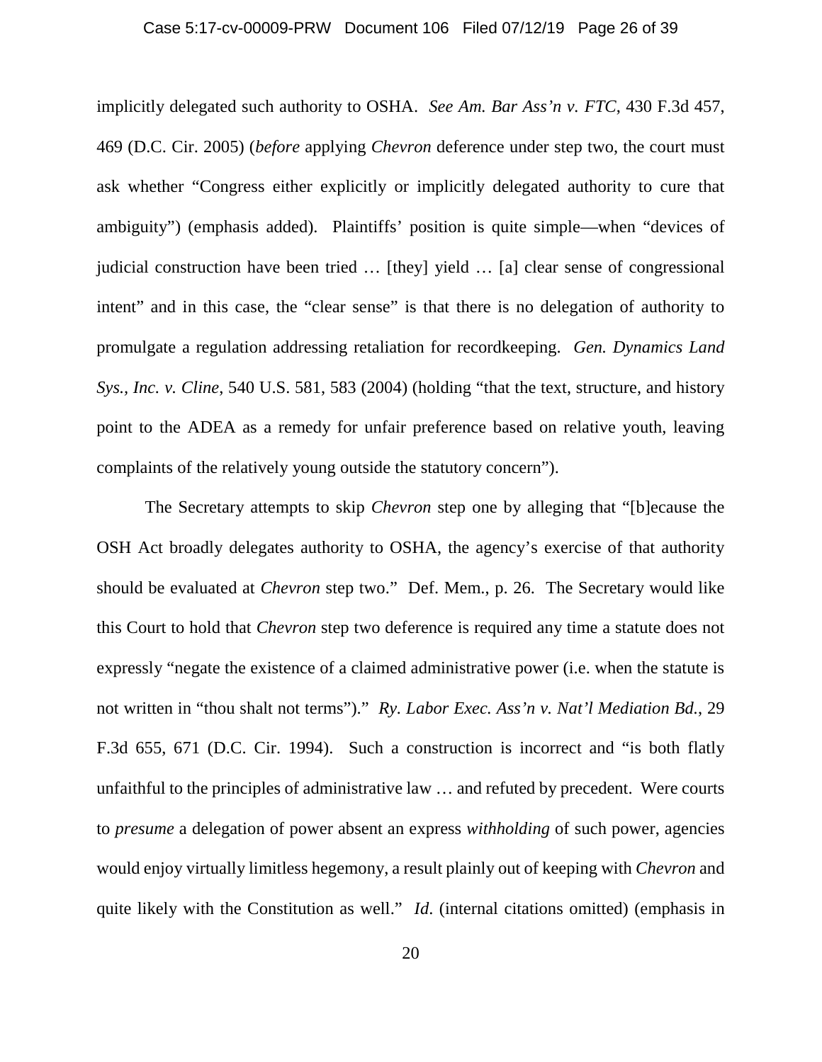implicitly delegated such authority to OSHA. *See Am. Bar Ass'n v. FTC*, 430 F.3d 457, 469 (D.C. Cir. 2005) (*before* applying *Chevron* deference under step two, the court must ask whether "Congress either explicitly or implicitly delegated authority to cure that ambiguity") (emphasis added). Plaintiffs' position is quite simple—when "devices of judicial construction have been tried … [they] yield … [a] clear sense of congressional intent" and in this case, the "clear sense" is that there is no delegation of authority to promulgate a regulation addressing retaliation for recordkeeping. *Gen. Dynamics Land Sys., Inc. v. Cline*, 540 U.S. 581, 583 (2004) (holding "that the text, structure, and history point to the ADEA as a remedy for unfair preference based on relative youth, leaving complaints of the relatively young outside the statutory concern").

The Secretary attempts to skip *Chevron* step one by alleging that "[b]ecause the OSH Act broadly delegates authority to OSHA, the agency's exercise of that authority should be evaluated at *Chevron* step two." Def. Mem., p. 26. The Secretary would like this Court to hold that *Chevron* step two deference is required any time a statute does not expressly "negate the existence of a claimed administrative power (i.e. when the statute is not written in "thou shalt not terms")." *Ry. Labor Exec. Ass'n v. Nat'l Mediation Bd.*, 29 F.3d 655, 671 (D.C. Cir. 1994). Such a construction is incorrect and "is both flatly unfaithful to the principles of administrative law … and refuted by precedent. Were courts to *presume* a delegation of power absent an express *withholding* of such power, agencies would enjoy virtually limitless hegemony, a result plainly out of keeping with *Chevron* and quite likely with the Constitution as well." *Id.* (internal citations omitted) (emphasis in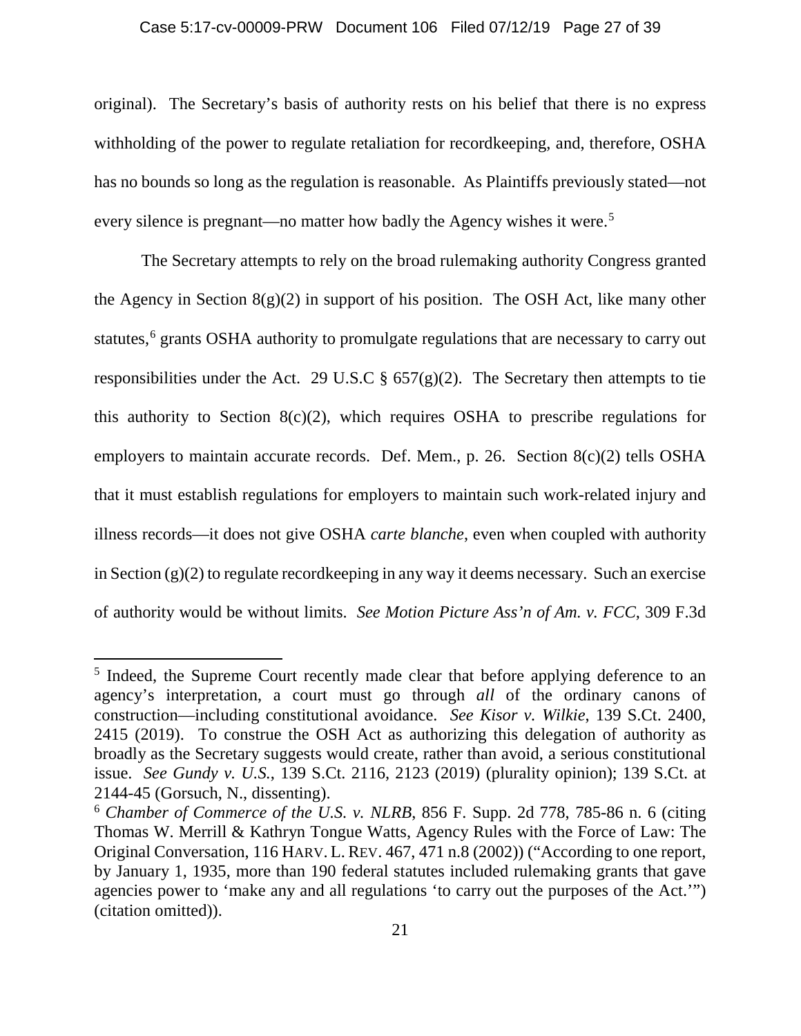original). The Secretary's basis of authority rests on his belief that there is no express withholding of the power to regulate retaliation for recordkeeping, and, therefore, OSHA has no bounds so long as the regulation is reasonable. As Plaintiffs previously stated—not every silence is pregnant—no matter how badly the Agency wishes it were.[5]

The Secretary attempts to rely on the broad rulemaking authority Congress granted the Agency in Section 8(g)(2) in support of his position. The OSH Act, like many other statutes,[6] grants OSHA authority to promulgate regulations that are necessary to carry out responsibilities under the Act. 29 U.S.C § 657(g)(2). The Secretary then attempts to tie this authority to Section 8(c)(2), which requires OSHA to prescribe regulations for employers to maintain accurate records. Def. Mem., p. 26. Section 8(c)(2) tells OSHA that it must establish regulations for employers to maintain such work-related injury and illness records—it does not give OSHA *carte blanche*, even when coupled with authority in Section (g)(2) to regulate recordkeeping in any way it deems necessary. Such an exercise of authority would be without limits. *See Motion Picture Ass'n of Am. v. FCC*, 309 F.3d

---

[5] Indeed, the Supreme Court recently made clear that before applying deference to an agency's interpretation, a court must go through *all* of the ordinary canons of construction—including constitutional avoidance. *See Kisor v. Wilkie*, 139 S.Ct. 2400, 2415 (2019). To construe the OSH Act as authorizing this delegation of authority as broadly as the Secretary suggests would create, rather than avoid, a serious constitutional issue. *See Gundy v. U.S.*, 139 S.Ct. 2116, 2123 (2019) (plurality opinion); 139 S.Ct. at 2144-45 (Gorsuch, N., dissenting).

[6] *Chamber of Commerce of the U.S. v. NLRB*, 856 F. Supp. 2d 778, 785-86 n. 6 (citing Thomas W. Merrill & Kathryn Tongue Watts, Agency Rules with the Force of Law: The Original Conversation, 116 HARV. L. REV. 467, 471 n.8 (2002)) ("According to one report, by January 1, 1935, more than 190 federal statutes included rulemaking grants that gave agencies power to 'make any and all regulations 'to carry out the purposes of the Act.'") (citation omitted)).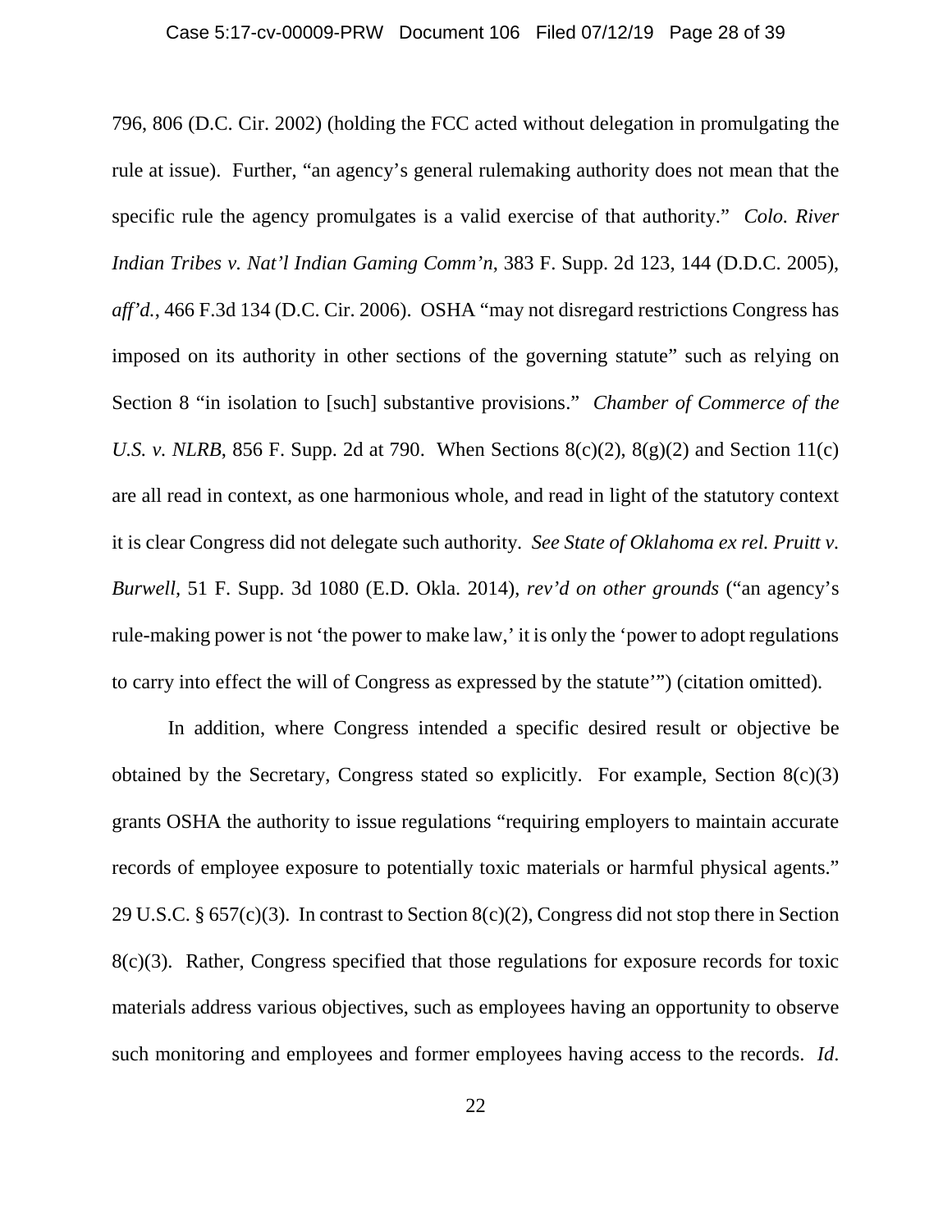796, 806 (D.C. Cir. 2002) (holding the FCC acted without delegation in promulgating the rule at issue). Further, "an agency's general rulemaking authority does not mean that the specific rule the agency promulgates is a valid exercise of that authority." *Colo. River Indian Tribes v. Nat'l Indian Gaming Comm'n*, 383 F. Supp. 2d 123, 144 (D.D.C. 2005), *aff'd.*, 466 F.3d 134 (D.C. Cir. 2006). OSHA "may not disregard restrictions Congress has imposed on its authority in other sections of the governing statute" such as relying on Section 8 "in isolation to [such] substantive provisions." *Chamber of Commerce of the U.S. v. NLRB*, 856 F. Supp. 2d at 790. When Sections 8(c)(2), 8(g)(2) and Section 11(c) are all read in context, as one harmonious whole, and read in light of the statutory context it is clear Congress did not delegate such authority. *See State of Oklahoma ex rel. Pruitt v. Burwell*, 51 F. Supp. 3d 1080 (E.D. Okla. 2014), *rev'd on other grounds* ("an agency's rule-making power is not 'the power to make law,' it is only the 'power to adopt regulations to carry into effect the will of Congress as expressed by the statute'") (citation omitted).

In addition, where Congress intended a specific desired result or objective be obtained by the Secretary, Congress stated so explicitly. For example, Section 8(c)(3) grants OSHA the authority to issue regulations "requiring employers to maintain accurate records of employee exposure to potentially toxic materials or harmful physical agents." 29 U.S.C. § 657(c)(3). In contrast to Section 8(c)(2), Congress did not stop there in Section 8(c)(3). Rather, Congress specified that those regulations for exposure records for toxic materials address various objectives, such as employees having an opportunity to observe such monitoring and employees and former employees having access to the records. *Id*.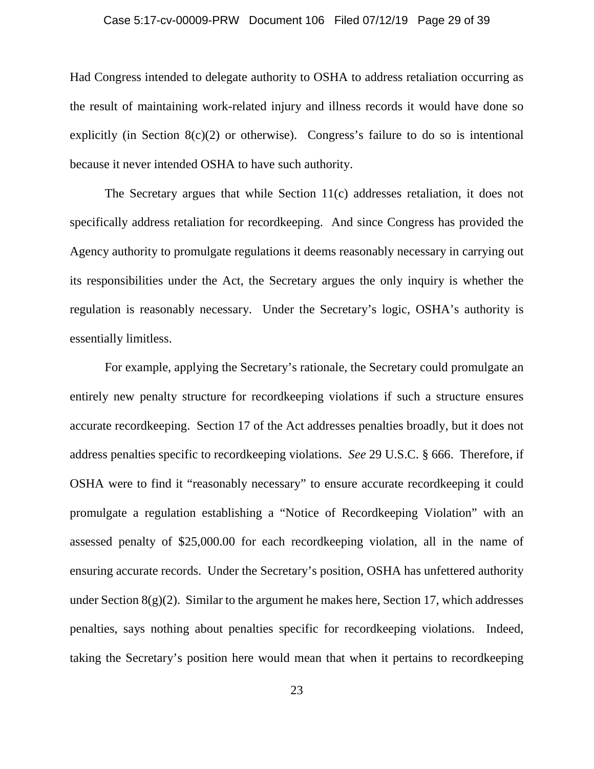Had Congress intended to delegate authority to OSHA to address retaliation occurring as the result of maintaining work-related injury and illness records it would have done so explicitly (in Section 8(c)(2) or otherwise). Congress's failure to do so is intentional because it never intended OSHA to have such authority.

The Secretary argues that while Section 11(c) addresses retaliation, it does not specifically address retaliation for recordkeeping. And since Congress has provided the Agency authority to promulgate regulations it deems reasonably necessary in carrying out its responsibilities under the Act, the Secretary argues the only inquiry is whether the regulation is reasonably necessary. Under the Secretary's logic, OSHA's authority is essentially limitless.

For example, applying the Secretary's rationale, the Secretary could promulgate an entirely new penalty structure for recordkeeping violations if such a structure ensures accurate recordkeeping. Section 17 of the Act addresses penalties broadly, but it does not address penalties specific to recordkeeping violations. *See* 29 U.S.C. § 666. Therefore, if OSHA were to find it "reasonably necessary" to ensure accurate recordkeeping it could promulgate a regulation establishing a "Notice of Recordkeeping Violation" with an assessed penalty of $25,000.00 for each recordkeeping violation, all in the name of ensuring accurate records. Under the Secretary's position, OSHA has unfettered authority under Section 8(g)(2). Similar to the argument he makes here, Section 17, which addresses penalties, says nothing about penalties specific for recordkeeping violations. Indeed, taking the Secretary's position here would mean that when it pertains to recordkeeping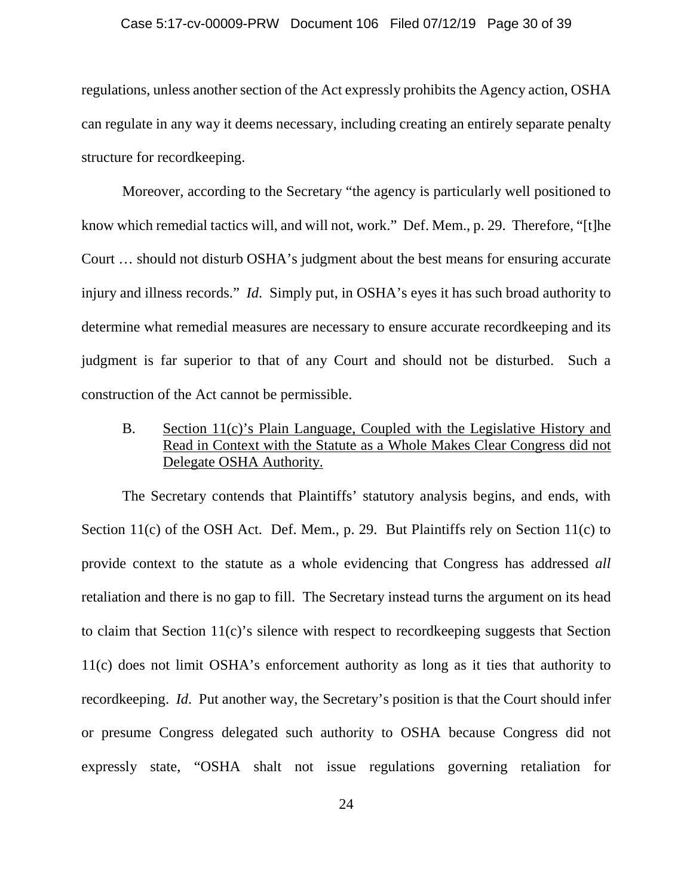regulations, unless another section of the Act expressly prohibits the Agency action, OSHA can regulate in any way it deems necessary, including creating an entirely separate penalty structure for recordkeeping.

Moreover, according to the Secretary "the agency is particularly well positioned to know which remedial tactics will, and will not, work." Def. Mem., p. 29. Therefore, "[t]he Court … should not disturb OSHA's judgment about the best means for ensuring accurate injury and illness records." *Id*. Simply put, in OSHA's eyes it has such broad authority to determine what remedial measures are necessary to ensure accurate recordkeeping and its judgment is far superior to that of any Court and should not be disturbed. Such a construction of the Act cannot be permissible.

### B. Section 11(c)'s Plain Language, Coupled with the Legislative History and Read in Context with the Statute as a Whole Makes Clear Congress did not Delegate OSHA Authority.

The Secretary contends that Plaintiffs' statutory analysis begins, and ends, with Section 11(c) of the OSH Act. Def. Mem., p. 29. But Plaintiffs rely on Section 11(c) to provide context to the statute as a whole evidencing that Congress has addressed *all* retaliation and there is no gap to fill. The Secretary instead turns the argument on its head to claim that Section 11(c)'s silence with respect to recordkeeping suggests that Section 11(c) does not limit OSHA's enforcement authority as long as it ties that authority to recordkeeping. *Id*. Put another way, the Secretary's position is that the Court should infer or presume Congress delegated such authority to OSHA because Congress did not expressly state, "OSHA shalt not issue regulations governing retaliation for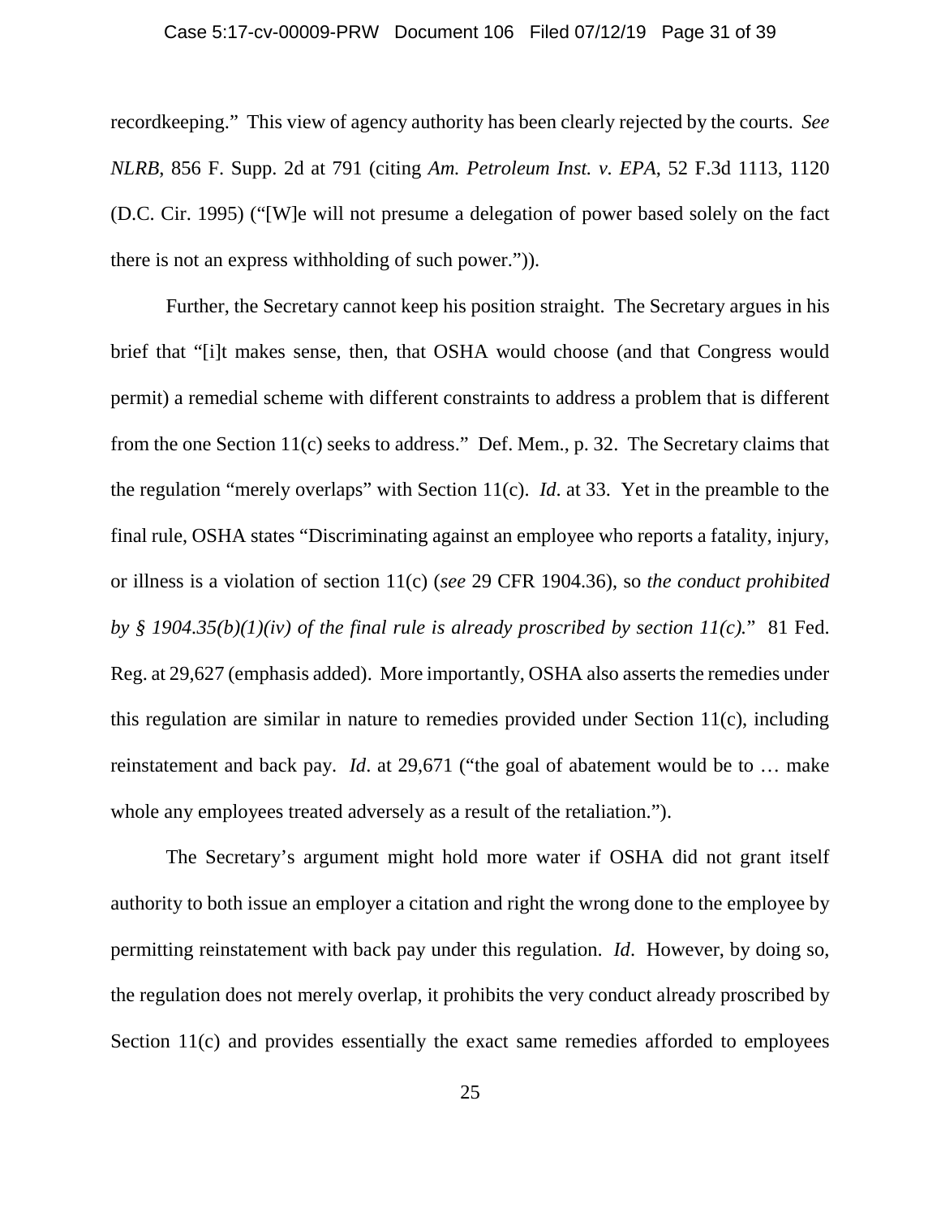recordkeeping." This view of agency authority has been clearly rejected by the courts. *See NLRB*, 856 F. Supp. 2d at 791 (citing *Am. Petroleum Inst. v. EPA*, 52 F.3d 1113, 1120 (D.C. Cir. 1995) ("[W]e will not presume a delegation of power based solely on the fact there is not an express withholding of such power.")).

Further, the Secretary cannot keep his position straight. The Secretary argues in his brief that "[i]t makes sense, then, that OSHA would choose (and that Congress would permit) a remedial scheme with different constraints to address a problem that is different from the one Section 11(c) seeks to address." Def. Mem., p. 32. The Secretary claims that the regulation "merely overlaps" with Section 11(c). *Id*. at 33. Yet in the preamble to the final rule, OSHA states "Discriminating against an employee who reports a fatality, injury, or illness is a violation of section 11(c) (*see* 29 CFR 1904.36), so *the conduct prohibited by § 1904.35(b)(1)(iv) of the final rule is already proscribed by section 11(c).*" 81 Fed. Reg. at 29,627 (emphasis added). More importantly, OSHA also asserts the remedies under this regulation are similar in nature to remedies provided under Section 11(c), including reinstatement and back pay. *Id*. at 29,671 ("the goal of abatement would be to … make whole any employees treated adversely as a result of the retaliation.").

The Secretary's argument might hold more water if OSHA did not grant itself authority to both issue an employer a citation and right the wrong done to the employee by permitting reinstatement with back pay under this regulation. *Id*. However, by doing so, the regulation does not merely overlap, it prohibits the very conduct already proscribed by Section 11(c) and provides essentially the exact same remedies afforded to employees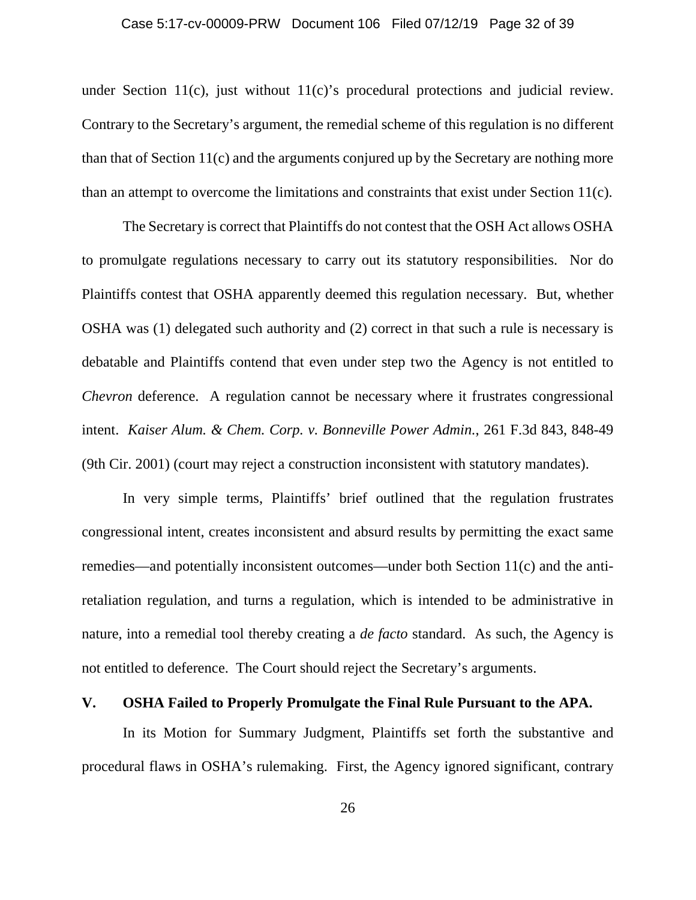under Section 11(c), just without 11(c)'s procedural protections and judicial review. Contrary to the Secretary's argument, the remedial scheme of this regulation is no different than that of Section 11(c) and the arguments conjured up by the Secretary are nothing more than an attempt to overcome the limitations and constraints that exist under Section 11(c).

The Secretary is correct that Plaintiffs do not contest that the OSH Act allows OSHA to promulgate regulations necessary to carry out its statutory responsibilities. Nor do Plaintiffs contest that OSHA apparently deemed this regulation necessary. But, whether OSHA was (1) delegated such authority and (2) correct in that such a rule is necessary is debatable and Plaintiffs contend that even under step two the Agency is not entitled to *Chevron* deference. A regulation cannot be necessary where it frustrates congressional intent. *Kaiser Alum. & Chem. Corp. v. Bonneville Power Admin.*, 261 F.3d 843, 848-49 (9th Cir. 2001) (court may reject a construction inconsistent with statutory mandates).

In very simple terms, Plaintiffs' brief outlined that the regulation frustrates congressional intent, creates inconsistent and absurd results by permitting the exact same remedies—and potentially inconsistent outcomes—under both Section 11(c) and the anti-retaliation regulation, and turns a regulation, which is intended to be administrative in nature, into a remedial tool thereby creating a *de facto* standard. As such, the Agency is not entitled to deference. The Court should reject the Secretary's arguments.

## V. OSHA Failed to Properly Promulgate the Final Rule Pursuant to the APA.

In its Motion for Summary Judgment, Plaintiffs set forth the substantive and procedural flaws in OSHA's rulemaking. First, the Agency ignored significant, contrary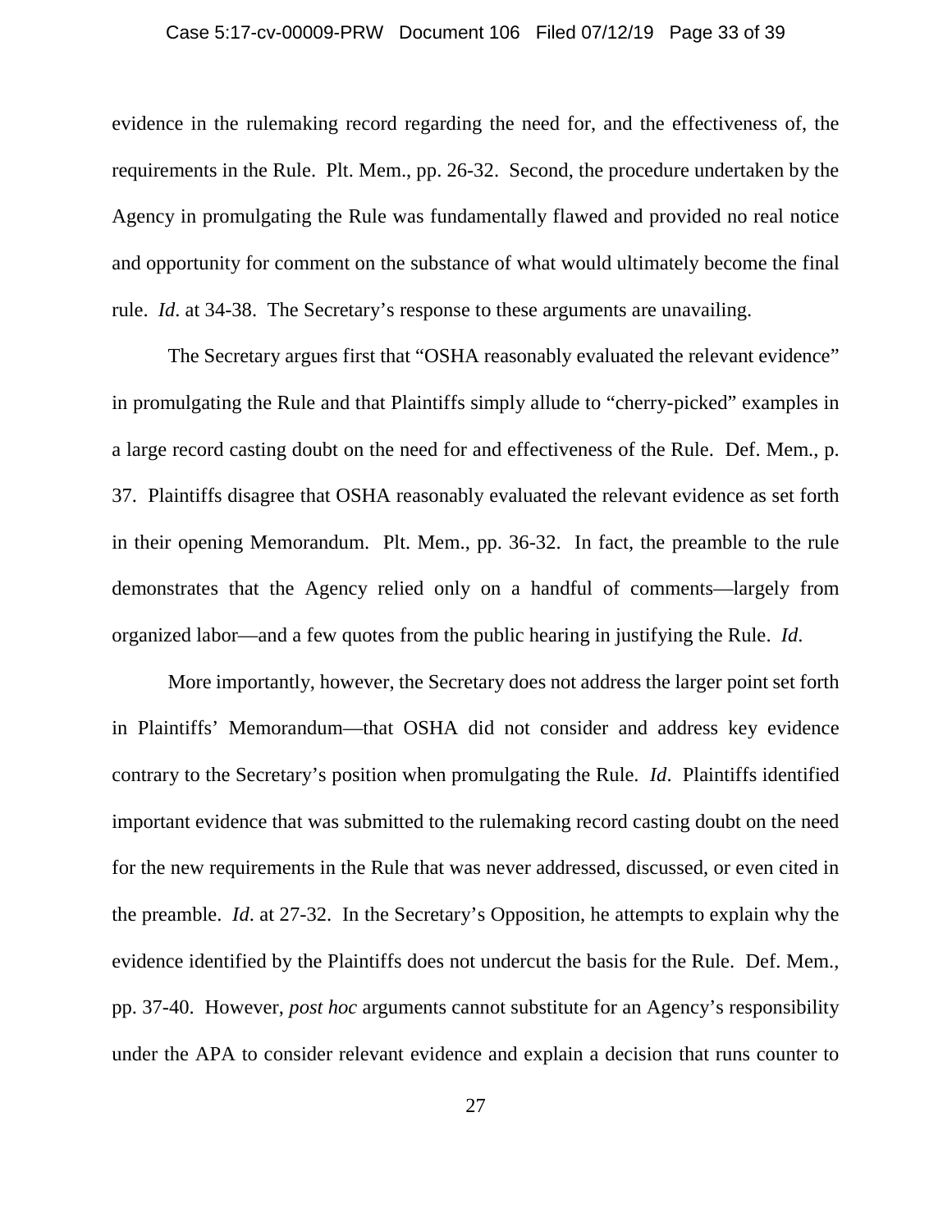evidence in the rulemaking record regarding the need for, and the effectiveness of, the requirements in the Rule. Plt. Mem., pp. 26-32. Second, the procedure undertaken by the Agency in promulgating the Rule was fundamentally flawed and provided no real notice and opportunity for comment on the substance of what would ultimately become the final rule. *Id*. at 34-38. The Secretary's response to these arguments are unavailing.

The Secretary argues first that "OSHA reasonably evaluated the relevant evidence" in promulgating the Rule and that Plaintiffs simply allude to "cherry-picked" examples in a large record casting doubt on the need for and effectiveness of the Rule. Def. Mem., p. 37. Plaintiffs disagree that OSHA reasonably evaluated the relevant evidence as set forth in their opening Memorandum. Plt. Mem., pp. 36-32. In fact, the preamble to the rule demonstrates that the Agency relied only on a handful of comments—largely from organized labor—and a few quotes from the public hearing in justifying the Rule. *Id*.

More importantly, however, the Secretary does not address the larger point set forth in Plaintiffs' Memorandum—that OSHA did not consider and address key evidence contrary to the Secretary's position when promulgating the Rule. *Id*. Plaintiffs identified important evidence that was submitted to the rulemaking record casting doubt on the need for the new requirements in the Rule that was never addressed, discussed, or even cited in the preamble. *Id*. at 27-32. In the Secretary's Opposition, he attempts to explain why the evidence identified by the Plaintiffs does not undercut the basis for the Rule. Def. Mem., pp. 37-40. However, *post hoc* arguments cannot substitute for an Agency's responsibility under the APA to consider relevant evidence and explain a decision that runs counter to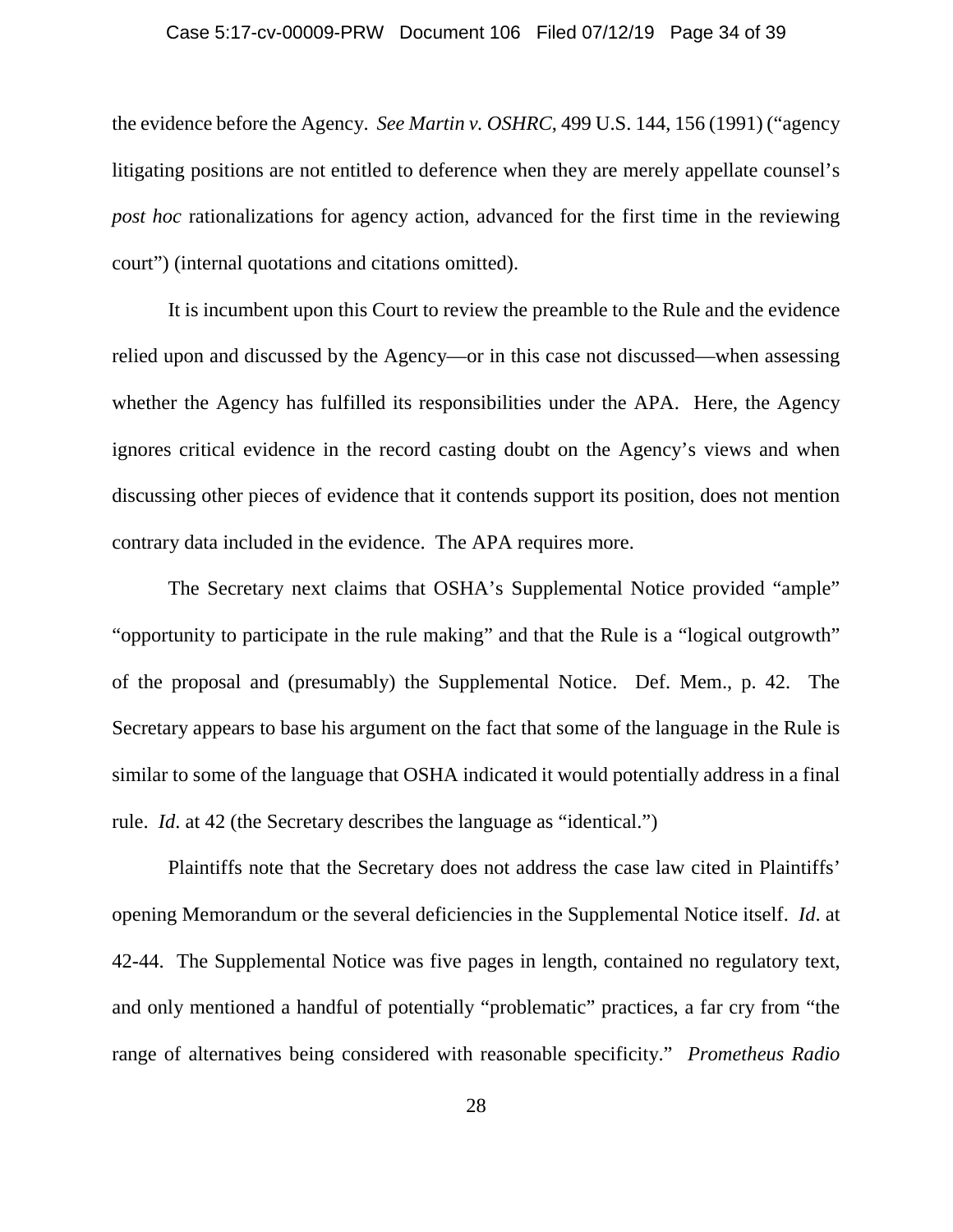the evidence before the Agency. *See Martin v. OSHRC*, 499 U.S. 144, 156 (1991) ("agency litigating positions are not entitled to deference when they are merely appellate counsel's *post hoc* rationalizations for agency action, advanced for the first time in the reviewing court") (internal quotations and citations omitted).

It is incumbent upon this Court to review the preamble to the Rule and the evidence relied upon and discussed by the Agency—or in this case not discussed—when assessing whether the Agency has fulfilled its responsibilities under the APA. Here, the Agency ignores critical evidence in the record casting doubt on the Agency's views and when discussing other pieces of evidence that it contends support its position, does not mention contrary data included in the evidence. The APA requires more.

The Secretary next claims that OSHA's Supplemental Notice provided "ample" "opportunity to participate in the rule making" and that the Rule is a "logical outgrowth" of the proposal and (presumably) the Supplemental Notice. Def. Mem., p. 42. The Secretary appears to base his argument on the fact that some of the language in the Rule is similar to some of the language that OSHA indicated it would potentially address in a final rule. *Id*. at 42 (the Secretary describes the language as "identical.")

Plaintiffs note that the Secretary does not address the case law cited in Plaintiffs' opening Memorandum or the several deficiencies in the Supplemental Notice itself. *Id*. at 42-44. The Supplemental Notice was five pages in length, contained no regulatory text, and only mentioned a handful of potentially "problematic" practices, a far cry from "the range of alternatives being considered with reasonable specificity." *Prometheus Radio*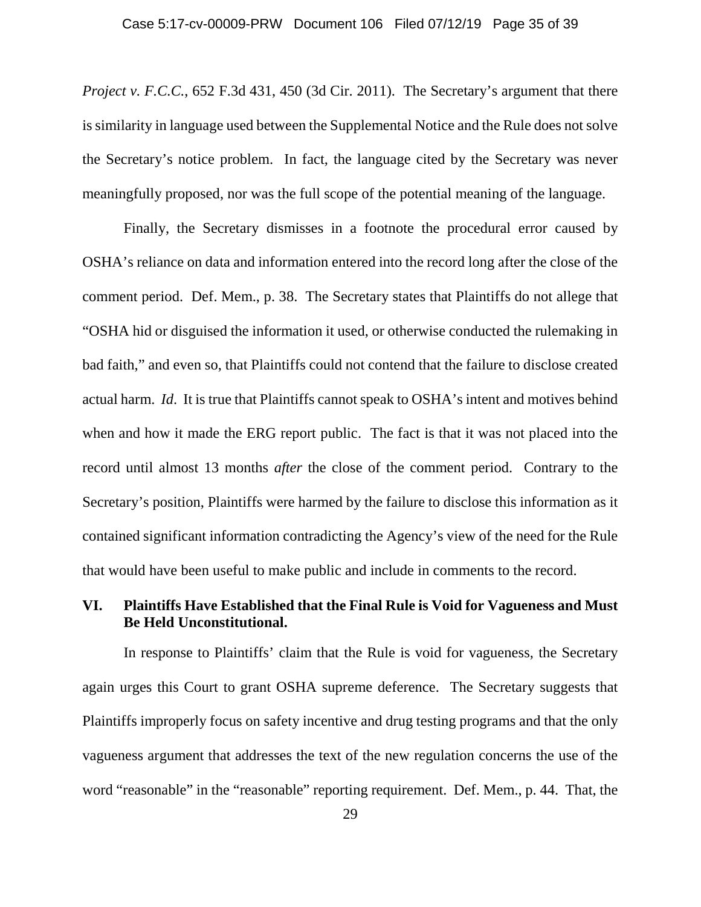*Project v. F.C.C.*, 652 F.3d 431, 450 (3d Cir. 2011). The Secretary's argument that there is similarity in language used between the Supplemental Notice and the Rule does not solve the Secretary's notice problem. In fact, the language cited by the Secretary was never meaningfully proposed, nor was the full scope of the potential meaning of the language.

Finally, the Secretary dismisses in a footnote the procedural error caused by OSHA's reliance on data and information entered into the record long after the close of the comment period. Def. Mem., p. 38. The Secretary states that Plaintiffs do not allege that "OSHA hid or disguised the information it used, or otherwise conducted the rulemaking in bad faith," and even so, that Plaintiffs could not contend that the failure to disclose created actual harm. *Id*. It is true that Plaintiffs cannot speak to OSHA's intent and motives behind when and how it made the ERG report public. The fact is that it was not placed into the record until almost 13 months *after* the close of the comment period. Contrary to the Secretary's position, Plaintiffs were harmed by the failure to disclose this information as it contained significant information contradicting the Agency's view of the need for the Rule that would have been useful to make public and include in comments to the record.

## VI. Plaintiffs Have Established that the Final Rule is Void for Vagueness and Must Be Held Unconstitutional.

In response to Plaintiffs' claim that the Rule is void for vagueness, the Secretary again urges this Court to grant OSHA supreme deference. The Secretary suggests that Plaintiffs improperly focus on safety incentive and drug testing programs and that the only vagueness argument that addresses the text of the new regulation concerns the use of the word "reasonable" in the "reasonable" reporting requirement. Def. Mem., p. 44. That, the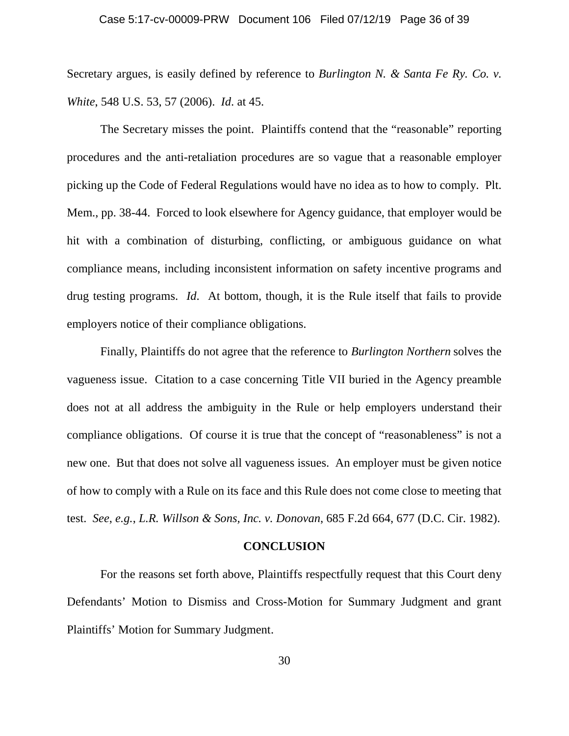Secretary argues, is easily defined by reference to *Burlington N. & Santa Fe Ry. Co. v. White*, 548 U.S. 53, 57 (2006). *Id*. at 45.

The Secretary misses the point. Plaintiffs contend that the "reasonable" reporting procedures and the anti-retaliation procedures are so vague that a reasonable employer picking up the Code of Federal Regulations would have no idea as to how to comply. Plt. Mem., pp. 38-44. Forced to look elsewhere for Agency guidance, that employer would be hit with a combination of disturbing, conflicting, or ambiguous guidance on what compliance means, including inconsistent information on safety incentive programs and drug testing programs. *Id*. At bottom, though, it is the Rule itself that fails to provide employers notice of their compliance obligations.

Finally, Plaintiffs do not agree that the reference to *Burlington Northern* solves the vagueness issue. Citation to a case concerning Title VII buried in the Agency preamble does not at all address the ambiguity in the Rule or help employers understand their compliance obligations. Of course it is true that the concept of "reasonableness" is not a new one. But that does not solve all vagueness issues. An employer must be given notice of how to comply with a Rule on its face and this Rule does not come close to meeting that test. *See, e.g.*, *L.R. Willson & Sons, Inc. v. Donovan*, 685 F.2d 664, 677 (D.C. Cir. 1982).

**CONCLUSION**

For the reasons set forth above, Plaintiffs respectfully request that this Court deny Defendants' Motion to Dismiss and Cross-Motion for Summary Judgment and grant Plaintiffs' Motion for Summary Judgment.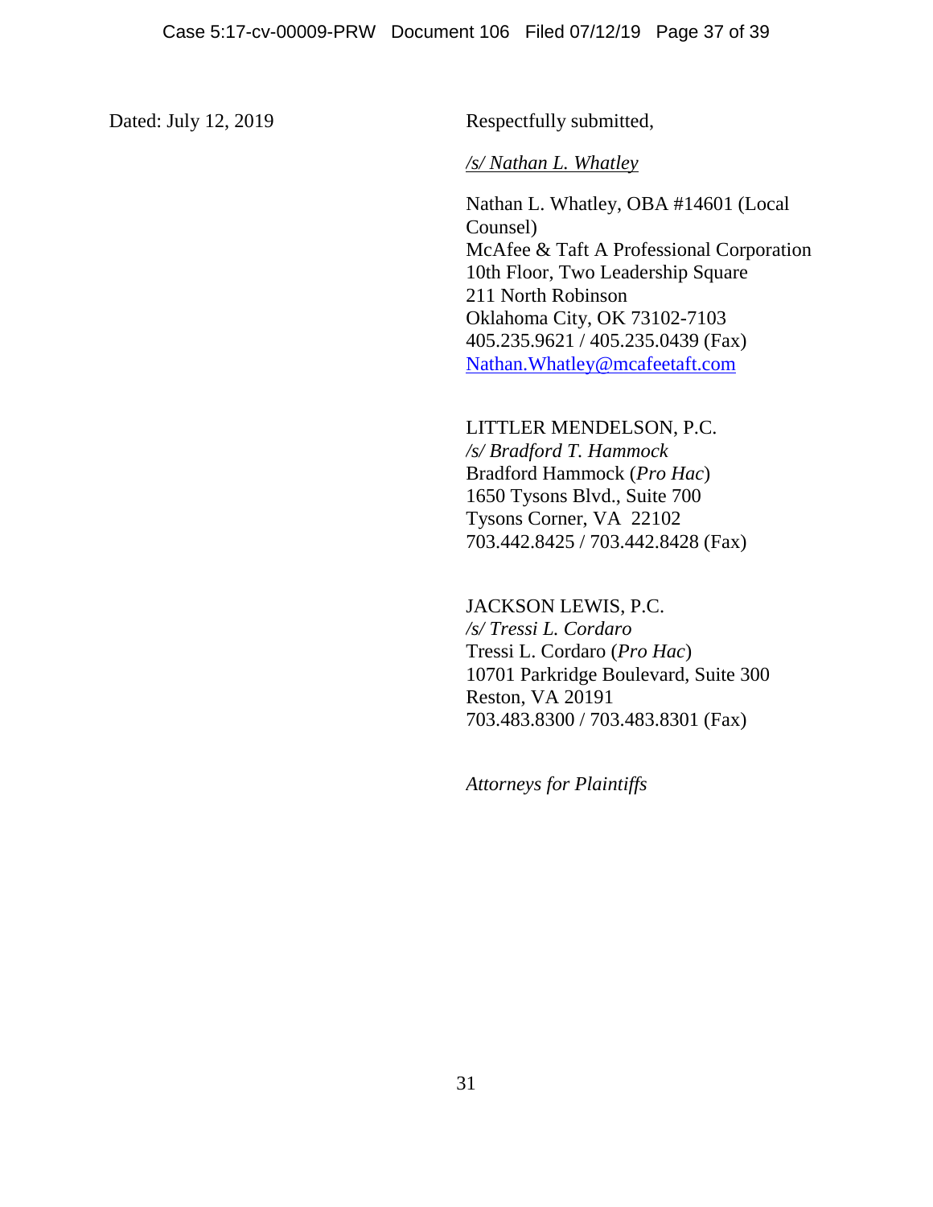Dated: July 12, 2019

Respectfully submitted,

*/s/ Nathan L. Whatley*

Nathan L. Whatley, OBA #14601 (Local Counsel)
McAfee & Taft A Professional Corporation
10th Floor, Two Leadership Square
211 North Robinson
Oklahoma City, OK 73102-7103
405.235.9621 / 405.235.0439 (Fax)
Nathan.Whatley@mcafeetaft.com

LITTLER MENDELSON, P.C.
*/s/ Bradford T. Hammock*
Bradford Hammock (*Pro Hac*)
1650 Tysons Blvd., Suite 700
Tysons Corner, VA 22102
703.442.8425 / 703.442.8428 (Fax)

JACKSON LEWIS, P.C.
*/s/ Tressi L. Cordaro*
Tressi L. Cordaro (*Pro Hac*)
10701 Parkridge Boulevard, Suite 300
Reston, VA 20191
703.483.8300 / 703.483.8301 (Fax)

*Attorneys for Plaintiffs*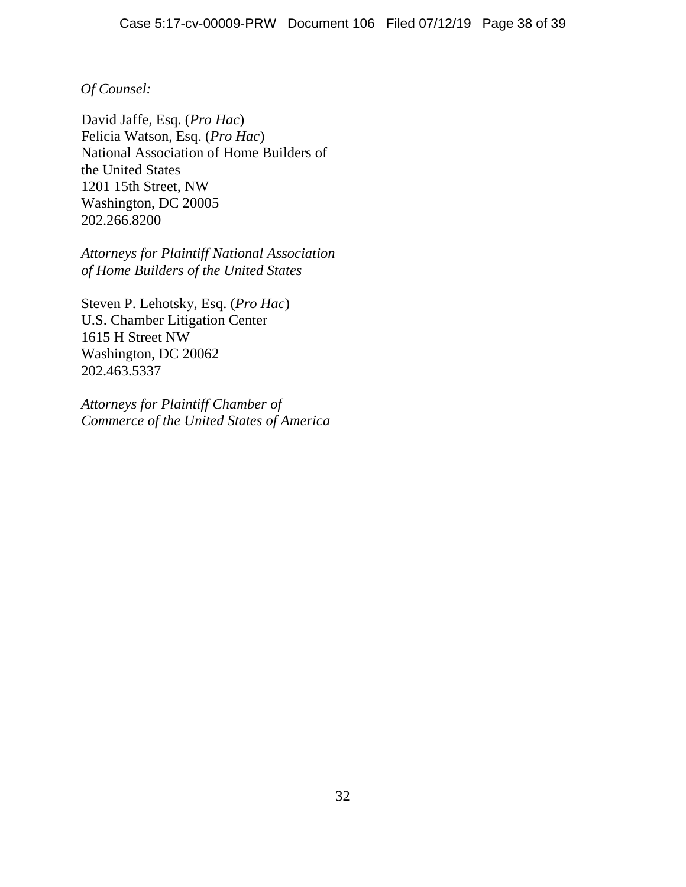*Of Counsel:*

David Jaffe, Esq. (*Pro Hac*)
Felicia Watson, Esq. (*Pro Hac*)
National Association of Home Builders of
the United States
1201 15th Street, NW
Washington, DC 20005
202.266.8200

*Attorneys for Plaintiff National Association of Home Builders of the United States*

Steven P. Lehotsky, Esq. (*Pro Hac*)
U.S. Chamber Litigation Center
1615 H Street NW
Washington, DC 20062
202.463.5337

*Attorneys for Plaintiff Chamber of Commerce of the United States of America*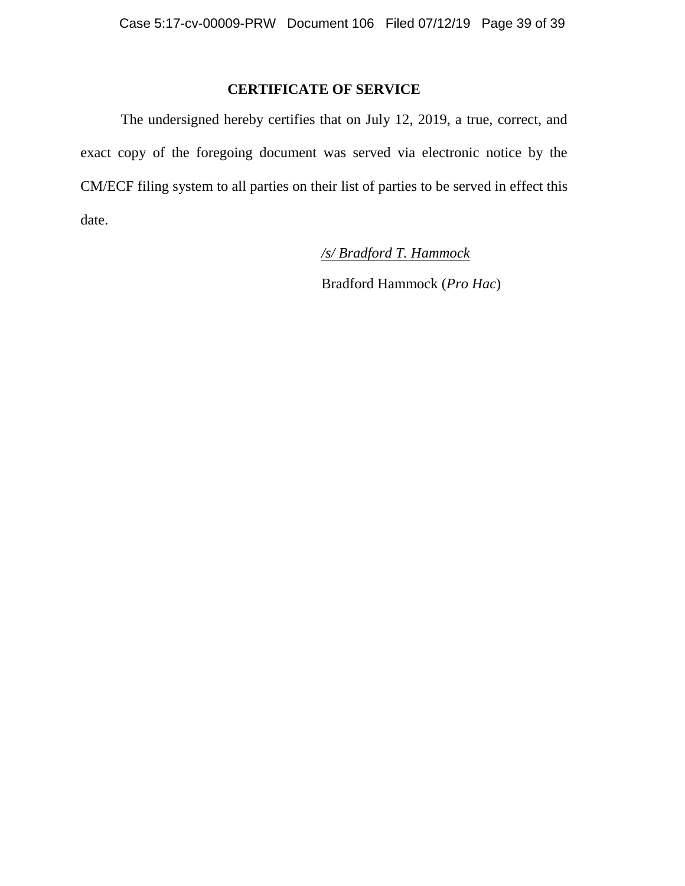## CERTIFICATE OF SERVICE

The undersigned hereby certifies that on July 12, 2019, a true, correct, and exact copy of the foregoing document was served via electronic notice by the CM/ECF filing system to all parties on their list of parties to be served in effect this date.

*/s/ Bradford T. Hammock*

Bradford Hammock (*Pro Hac*)